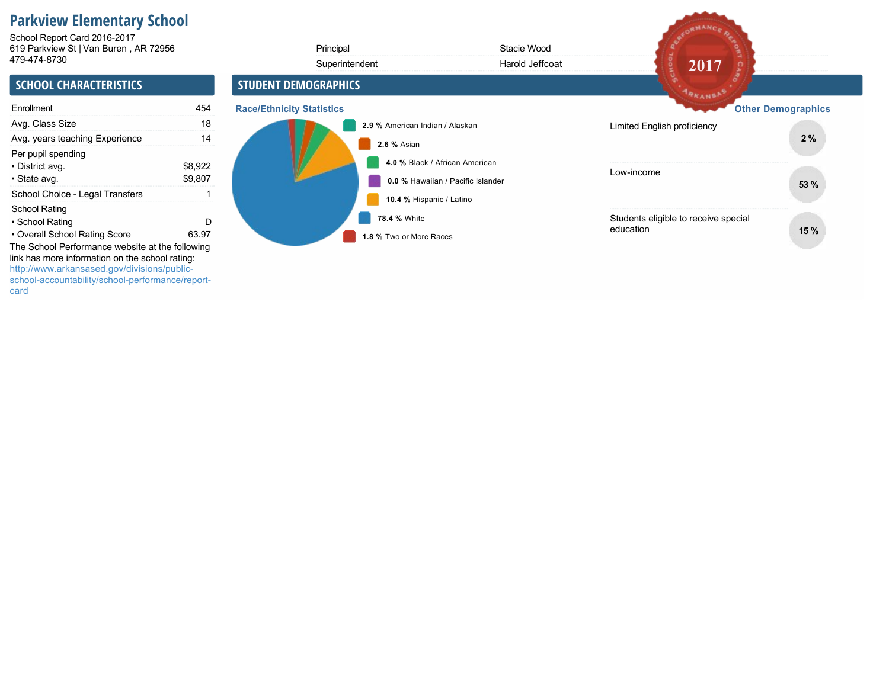# Parkview Elementary School

School Report Card 2016-2017
619 Parkview St | Van Buren , AR 72956
479-474-8730

| | |
|---|---|
| Principal | Stacie Wood |
| Superintendent | Harold Jeffcoat |

## SCHOOL CHARACTERISTICS

| | |
|---|---|
| Enrollment | 454 |
| Avg. Class Size | 18 |
| Avg. years teaching Experience | 14 |
| Per pupil spending | |
| • District avg. | $8,922 |
| • State avg. | $9,807 |
| School Choice - Legal Transfers | 1 |
| School Rating | |
| • School Rating | D |
| • Overall School Rating Score | 63.97 |

The School Performance website at the following link has more information on the school rating: http://www.arkansased.gov/divisions/public-school-accountability/school-performance/report-card

## STUDENT DEMOGRAPHICS

### Race/Ethnicity Statistics

- **2.9 %** American Indian / Alaskan
- **2.6 %** Asian
- **4.0 %** Black / African American
- **0.0 %** Hawaiian / Pacific Islander
- **10.4 %** Hispanic / Latino
- **78.4 %** White
- **1.8 %** Two or More Races

### Other Demographics

| | |
|---|---|
| Limited English proficiency | 2 % |
| Low-income | 53 % |
| Students eligible to receive special education | 15 % |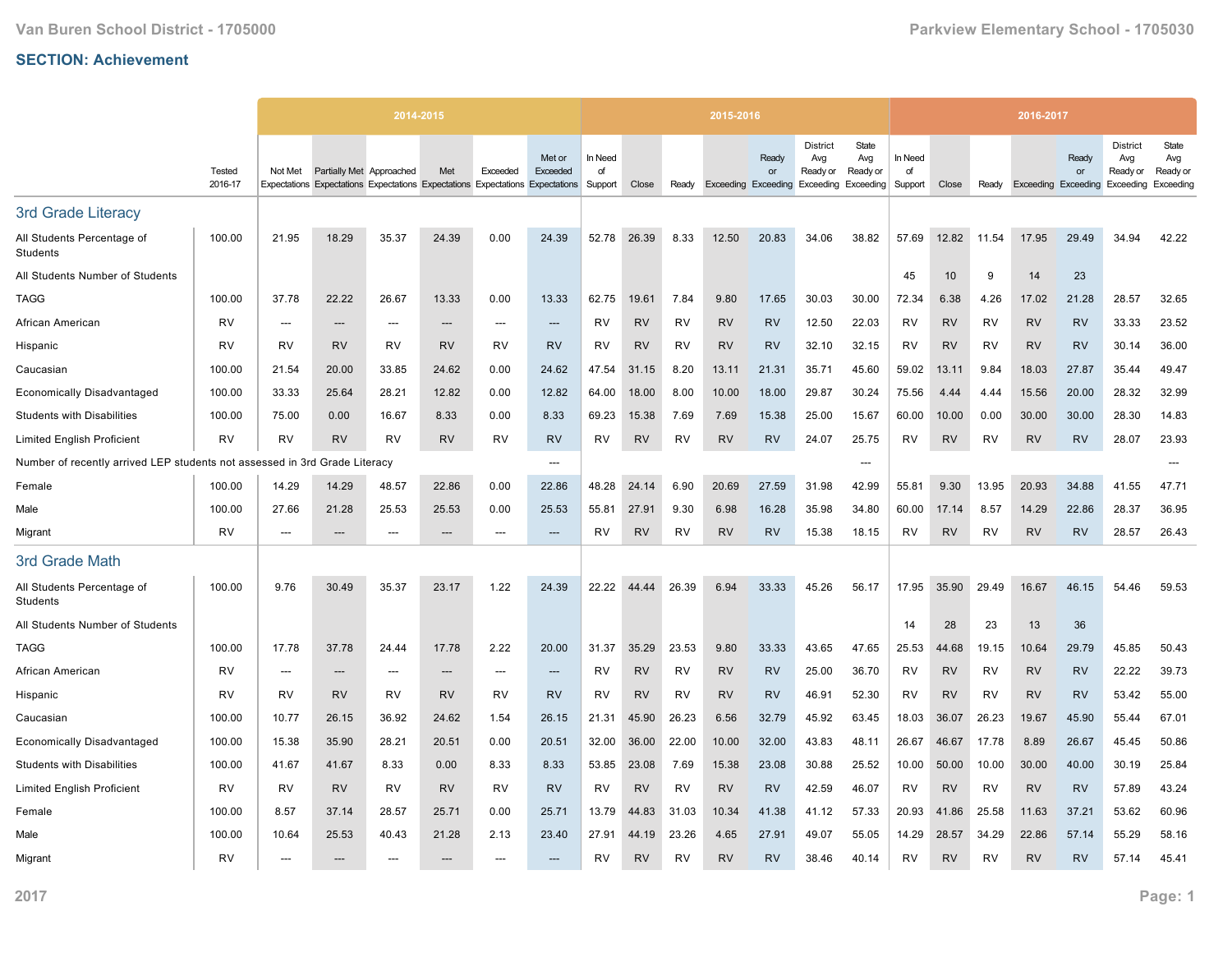# SECTION: Achievement

| | Tested 2016-17 | 2014-2015 Not Met Expectations | 2014-2015 Partially Met Expectations | 2014-2015 Approached Expectations | 2014-2015 Met Expectations | 2014-2015 Exceeded Expectations | 2014-2015 Met or Exceeded Expectations | 2015-2016 In Need of Support | 2015-2016 Close | 2015-2016 Ready | 2015-2016 Exceeding | 2015-2016 Ready or Exceeding | 2015-2016 District Avg Ready or Exceeding | 2015-2016 State Avg Ready or Exceeding | 2016-2017 In Need of Support | 2016-2017 Close | 2016-2017 Ready | 2016-2017 Exceeding | 2016-2017 Ready or Exceeding | 2016-2017 District Avg Ready or Exceeding | 2016-2017 State Avg Ready or Exceeding |
|---|---|---|---|---|---|---|---|---|---|---|---|---|---|---|---|---|---|---|---|---|---|
| **3rd Grade Literacy** | | | | | | | | | | | | | | | | | | | | | |
| All Students Percentage of Students | 100.00 | 21.95 | 18.29 | 35.37 | 24.39 | 0.00 | 24.39 | 52.78 | 26.39 | 8.33 | 12.50 | 20.83 | 34.06 | 38.82 | 57.69 | 12.82 | 11.54 | 17.95 | 29.49 | 34.94 | 42.22 |
| All Students Number of Students | | | | | | | | | | | | | | | 45 | 10 | 9 | 14 | 23 | | |
| TAGG | 100.00 | 37.78 | 22.22 | 26.67 | 13.33 | 0.00 | 13.33 | 62.75 | 19.61 | 7.84 | 9.80 | 17.65 | 30.03 | 30.00 | 72.34 | 6.38 | 4.26 | 17.02 | 21.28 | 28.57 | 32.65 |
| African American | RV | --- | --- | --- | --- | --- | --- | RV | RV | RV | RV | RV | 12.50 | 22.03 | RV | RV | RV | RV | RV | 33.33 | 23.52 |
| Hispanic | RV | RV | RV | RV | RV | RV | RV | RV | RV | RV | RV | RV | 32.10 | 32.15 | RV | RV | RV | RV | RV | 30.14 | 36.00 |
| Caucasian | 100.00 | 21.54 | 20.00 | 33.85 | 24.62 | 0.00 | 24.62 | 47.54 | 31.15 | 8.20 | 13.11 | 21.31 | 35.71 | 45.60 | 59.02 | 13.11 | 9.84 | 18.03 | 27.87 | 35.44 | 49.47 |
| Economically Disadvantaged | 100.00 | 33.33 | 25.64 | 28.21 | 12.82 | 0.00 | 12.82 | 64.00 | 18.00 | 8.00 | 10.00 | 18.00 | 29.87 | 30.24 | 75.56 | 4.44 | 4.44 | 15.56 | 20.00 | 28.32 | 32.99 |
| Students with Disabilities | 100.00 | 75.00 | 0.00 | 16.67 | 8.33 | 0.00 | 8.33 | 69.23 | 15.38 | 7.69 | 7.69 | 15.38 | 25.00 | 15.67 | 60.00 | 10.00 | 0.00 | 30.00 | 30.00 | 28.30 | 14.83 |
| Limited English Proficient | RV | RV | RV | RV | RV | RV | RV | RV | RV | RV | RV | RV | 24.07 | 25.75 | RV | RV | RV | RV | RV | 28.07 | 23.93 |
| Number of recently arrived LEP students not assessed in 3rd Grade Literacy | | | | | | | --- | | | | | | | --- | | | | | | | --- |
| Female | 100.00 | 14.29 | 14.29 | 48.57 | 22.86 | 0.00 | 22.86 | 48.28 | 24.14 | 6.90 | 20.69 | 27.59 | 31.98 | 42.99 | 55.81 | 9.30 | 13.95 | 20.93 | 34.88 | 41.55 | 47.71 |
| Male | 100.00 | 27.66 | 21.28 | 25.53 | 25.53 | 0.00 | 25.53 | 55.81 | 27.91 | 9.30 | 6.98 | 16.28 | 35.98 | 34.80 | 60.00 | 17.14 | 8.57 | 14.29 | 22.86 | 28.37 | 36.95 |
| Migrant | RV | --- | --- | --- | --- | --- | --- | RV | RV | RV | RV | RV | 15.38 | 18.15 | RV | RV | RV | RV | RV | 28.57 | 26.43 |
| **3rd Grade Math** | | | | | | | | | | | | | | | | | | | | | |
| All Students Percentage of Students | 100.00 | 9.76 | 30.49 | 35.37 | 23.17 | 1.22 | 24.39 | 22.22 | 44.44 | 26.39 | 6.94 | 33.33 | 45.26 | 56.17 | 17.95 | 35.90 | 29.49 | 16.67 | 46.15 | 54.46 | 59.53 |
| All Students Number of Students | | | | | | | | | | | | | | | 14 | 28 | 23 | 13 | 36 | | |
| TAGG | 100.00 | 17.78 | 37.78 | 24.44 | 17.78 | 2.22 | 20.00 | 31.37 | 35.29 | 23.53 | 9.80 | 33.33 | 43.65 | 47.65 | 25.53 | 44.68 | 19.15 | 10.64 | 29.79 | 45.85 | 50.43 |
| African American | RV | --- | --- | --- | --- | --- | --- | RV | RV | RV | RV | RV | 25.00 | 36.70 | RV | RV | RV | RV | RV | 22.22 | 39.73 |
| Hispanic | RV | RV | RV | RV | RV | RV | RV | RV | RV | RV | RV | RV | 46.91 | 52.30 | RV | RV | RV | RV | RV | 53.42 | 55.00 |
| Caucasian | 100.00 | 10.77 | 26.15 | 36.92 | 24.62 | 1.54 | 26.15 | 21.31 | 45.90 | 26.23 | 6.56 | 32.79 | 45.92 | 63.45 | 18.03 | 36.07 | 26.23 | 19.67 | 45.90 | 55.44 | 67.01 |
| Economically Disadvantaged | 100.00 | 15.38 | 35.90 | 28.21 | 20.51 | 0.00 | 20.51 | 32.00 | 36.00 | 22.00 | 10.00 | 32.00 | 43.83 | 48.11 | 26.67 | 46.67 | 17.78 | 8.89 | 26.67 | 45.45 | 50.86 |
| Students with Disabilities | 100.00 | 41.67 | 41.67 | 8.33 | 0.00 | 8.33 | 8.33 | 53.85 | 23.08 | 7.69 | 15.38 | 23.08 | 30.88 | 25.52 | 10.00 | 50.00 | 10.00 | 30.00 | 40.00 | 30.19 | 25.84 |
| Limited English Proficient | RV | RV | RV | RV | RV | RV | RV | RV | RV | RV | RV | RV | 42.59 | 46.07 | RV | RV | RV | RV | RV | 57.89 | 43.24 |
| Female | 100.00 | 8.57 | 37.14 | 28.57 | 25.71 | 0.00 | 25.71 | 13.79 | 44.83 | 31.03 | 10.34 | 41.38 | 41.12 | 57.33 | 20.93 | 41.86 | 25.58 | 11.63 | 37.21 | 53.62 | 60.96 |
| Male | 100.00 | 10.64 | 25.53 | 40.43 | 21.28 | 2.13 | 23.40 | 27.91 | 44.19 | 23.26 | 4.65 | 27.91 | 49.07 | 55.05 | 14.29 | 28.57 | 34.29 | 22.86 | 57.14 | 55.29 | 58.16 |
| Migrant | RV | --- | --- | --- | --- | --- | --- | RV | RV | RV | RV | RV | 38.46 | 40.14 | RV | RV | RV | RV | RV | 57.14 | 45.41 |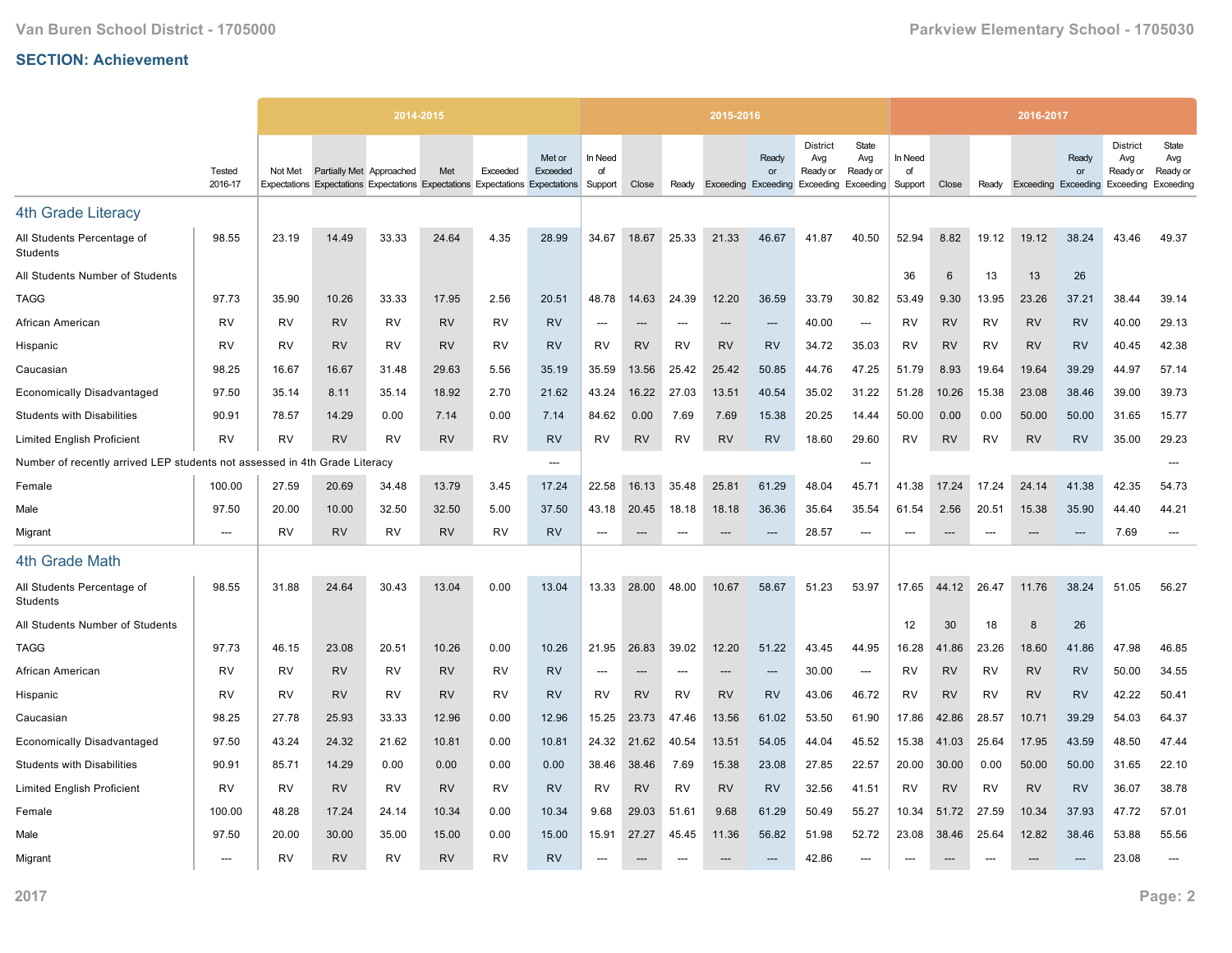## SECTION: Achievement

| | Tested 2016-17 | 2014-2015 | | | | | | 2015-2016 | | | | | | | 2016-2017 | | | | | | |
|---|---|---|---|---|---|---|---|---|---|---|---|---|---|---|---|---|---|---|---|---|---|
| | | Not Met Expectations | Partially Met Expectations | Approached Expectations | Met Expectations | Exceeded Expectations | Met or Exceeded Expectations | In Need of Support | Close | Ready | Exceeding | Ready or Exceeding | District Avg Ready or Exceeding | State Avg Ready or Exceeding | In Need of Support | Close | Ready | Exceeding | Ready or Exceeding | District Avg Ready or Exceeding | State Avg Ready or Exceeding |
| **4th Grade Literacy** | | | | | | | | | | | | | | | | | | | | | |
| All Students Percentage of Students | 98.55 | 23.19 | 14.49 | 33.33 | 24.64 | 4.35 | 28.99 | 34.67 | 18.67 | 25.33 | 21.33 | 46.67 | 41.87 | 40.50 | 52.94 | 8.82 | 19.12 | 19.12 | 38.24 | 43.46 | 49.37 |
| All Students Number of Students | | | | | | | | | | | | | | | 36 | 6 | 13 | 13 | 26 | | |
| TAGG | 97.73 | 35.90 | 10.26 | 33.33 | 17.95 | 2.56 | 20.51 | 48.78 | 14.63 | 24.39 | 12.20 | 36.59 | 33.79 | 30.82 | 53.49 | 9.30 | 13.95 | 23.26 | 37.21 | 38.44 | 39.14 |
| African American | RV | RV | RV | RV | RV | RV | RV | --- | --- | --- | --- | --- | 40.00 | --- | RV | RV | RV | RV | RV | 40.00 | 29.13 |
| Hispanic | RV | RV | RV | RV | RV | RV | RV | RV | RV | RV | RV | RV | 34.72 | 35.03 | RV | RV | RV | RV | RV | 40.45 | 42.38 |
| Caucasian | 98.25 | 16.67 | 16.67 | 31.48 | 29.63 | 5.56 | 35.19 | 35.59 | 13.56 | 25.42 | 25.42 | 50.85 | 44.76 | 47.25 | 51.79 | 8.93 | 19.64 | 19.64 | 39.29 | 44.97 | 57.14 |
| Economically Disadvantaged | 97.50 | 35.14 | 8.11 | 35.14 | 18.92 | 2.70 | 21.62 | 43.24 | 16.22 | 27.03 | 13.51 | 40.54 | 35.02 | 31.22 | 51.28 | 10.26 | 15.38 | 23.08 | 38.46 | 39.00 | 39.73 |
| Students with Disabilities | 90.91 | 78.57 | 14.29 | 0.00 | 7.14 | 0.00 | 7.14 | 84.62 | 0.00 | 7.69 | 7.69 | 15.38 | 20.25 | 14.44 | 50.00 | 0.00 | 0.00 | 50.00 | 50.00 | 31.65 | 15.77 |
| Limited English Proficient | RV | RV | RV | RV | RV | RV | RV | RV | RV | RV | RV | RV | 18.60 | 29.60 | RV | RV | RV | RV | RV | 35.00 | 29.23 |
| Number of recently arrived LEP students not assessed in 4th Grade Literacy | | | | | | | --- | | | | | | | --- | | | | | | | --- |
| Female | 100.00 | 27.59 | 20.69 | 34.48 | 13.79 | 3.45 | 17.24 | 22.58 | 16.13 | 35.48 | 25.81 | 61.29 | 48.04 | 45.71 | 41.38 | 17.24 | 17.24 | 24.14 | 41.38 | 42.35 | 54.73 |
| Male | 97.50 | 20.00 | 10.00 | 32.50 | 32.50 | 5.00 | 37.50 | 43.18 | 20.45 | 18.18 | 18.18 | 36.36 | 35.64 | 35.54 | 61.54 | 2.56 | 20.51 | 15.38 | 35.90 | 44.40 | 44.21 |
| Migrant | --- | RV | RV | RV | RV | RV | RV | --- | --- | --- | --- | --- | 28.57 | --- | --- | --- | --- | --- | --- | 7.69 | --- |
| **4th Grade Math** | | | | | | | | | | | | | | | | | | | | | |
| All Students Percentage of Students | 98.55 | 31.88 | 24.64 | 30.43 | 13.04 | 0.00 | 13.04 | 13.33 | 28.00 | 48.00 | 10.67 | 58.67 | 51.23 | 53.97 | 17.65 | 44.12 | 26.47 | 11.76 | 38.24 | 51.05 | 56.27 |
| All Students Number of Students | | | | | | | | | | | | | | | 12 | 30 | 18 | 8 | 26 | | |
| TAGG | 97.73 | 46.15 | 23.08 | 20.51 | 10.26 | 0.00 | 10.26 | 21.95 | 26.83 | 39.02 | 12.20 | 51.22 | 43.45 | 44.95 | 16.28 | 41.86 | 23.26 | 18.60 | 41.86 | 47.98 | 46.85 |
| African American | RV | RV | RV | RV | RV | RV | RV | --- | --- | --- | --- | --- | 30.00 | --- | RV | RV | RV | RV | RV | 50.00 | 34.55 |
| Hispanic | RV | RV | RV | RV | RV | RV | RV | RV | RV | RV | RV | RV | 43.06 | 46.72 | RV | RV | RV | RV | RV | 42.22 | 50.41 |
| Caucasian | 98.25 | 27.78 | 25.93 | 33.33 | 12.96 | 0.00 | 12.96 | 15.25 | 23.73 | 47.46 | 13.56 | 61.02 | 53.50 | 61.90 | 17.86 | 42.86 | 28.57 | 10.71 | 39.29 | 54.03 | 64.37 |
| Economically Disadvantaged | 97.50 | 43.24 | 24.32 | 21.62 | 10.81 | 0.00 | 10.81 | 24.32 | 21.62 | 40.54 | 13.51 | 54.05 | 44.04 | 45.52 | 15.38 | 41.03 | 25.64 | 17.95 | 43.59 | 48.50 | 47.44 |
| Students with Disabilities | 90.91 | 85.71 | 14.29 | 0.00 | 0.00 | 0.00 | 0.00 | 38.46 | 38.46 | 7.69 | 15.38 | 23.08 | 27.85 | 22.57 | 20.00 | 30.00 | 0.00 | 50.00 | 50.00 | 31.65 | 22.10 |
| Limited English Proficient | RV | RV | RV | RV | RV | RV | RV | RV | RV | RV | RV | RV | 32.56 | 41.51 | RV | RV | RV | RV | RV | 36.07 | 38.78 |
| Female | 100.00 | 48.28 | 17.24 | 24.14 | 10.34 | 0.00 | 10.34 | 9.68 | 29.03 | 51.61 | 9.68 | 61.29 | 50.49 | 55.27 | 10.34 | 51.72 | 27.59 | 10.34 | 37.93 | 47.72 | 57.01 |
| Male | 97.50 | 20.00 | 30.00 | 35.00 | 15.00 | 0.00 | 15.00 | 15.91 | 27.27 | 45.45 | 11.36 | 56.82 | 51.98 | 52.72 | 23.08 | 38.46 | 25.64 | 12.82 | 38.46 | 53.88 | 55.56 |
| Migrant | --- | RV | RV | RV | RV | RV | RV | --- | --- | --- | --- | --- | 42.86 | --- | --- | --- | --- | --- | --- | 23.08 | --- |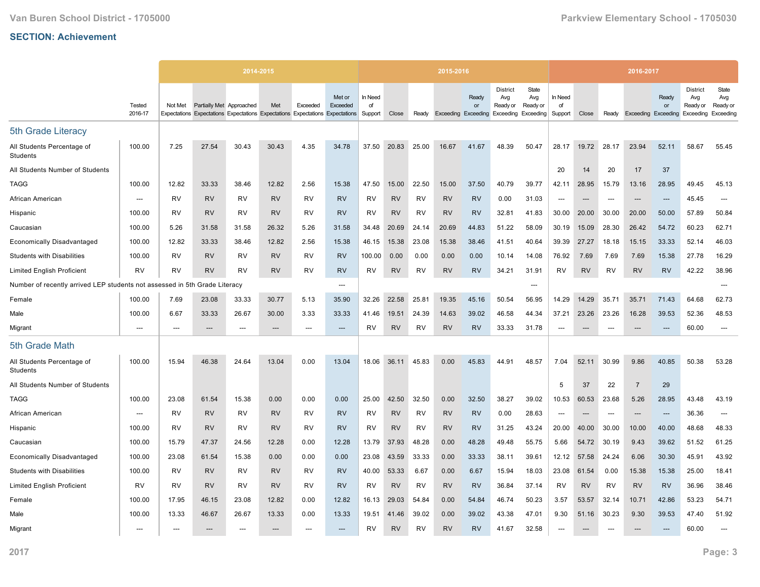## SECTION: Achievement

| | Tested 2016-17 | 2014-2015 Not Met Expectations | 2014-2015 Partially Met Expectations | 2014-2015 Approached Expectations | 2014-2015 Met Expectations | 2014-2015 Exceeded Expectations | 2014-2015 Met or Exceeded Expectations | 2015-2016 In Need of Support | 2015-2016 Close | 2015-2016 Ready | 2015-2016 Exceeding | 2015-2016 Ready or Exceeding | 2015-2016 District Avg Ready or Exceeding | 2015-2016 State Avg Ready or Exceeding | 2016-2017 In Need of Support | 2016-2017 Close | 2016-2017 Ready | 2016-2017 Exceeding | 2016-2017 Ready or Exceeding | 2016-2017 District Avg Ready or Exceeding | 2016-2017 State Avg Ready or Exceeding |
|---|---|---|---|---|---|---|---|---|---|---|---|---|---|---|---|---|---|---|---|---|---|
| **5th Grade Literacy** | | | | | | | | | | | | | | | | | | | | | |
| All Students Percentage of Students | 100.00 | 7.25 | 27.54 | 30.43 | 30.43 | 4.35 | 34.78 | 37.50 | 20.83 | 25.00 | 16.67 | 41.67 | 48.39 | 50.47 | 28.17 | 19.72 | 28.17 | 23.94 | 52.11 | 58.67 | 55.45 |
| All Students Number of Students | | | | | | | | | | | | | | | 20 | 14 | 20 | 17 | 37 | | |
| TAGG | 100.00 | 12.82 | 33.33 | 38.46 | 12.82 | 2.56 | 15.38 | 47.50 | 15.00 | 22.50 | 15.00 | 37.50 | 40.79 | 39.77 | 42.11 | 28.95 | 15.79 | 13.16 | 28.95 | 49.45 | 45.13 |
| African American | --- | RV | RV | RV | RV | RV | RV | RV | RV | RV | RV | RV | 0.00 | 31.03 | --- | --- | --- | --- | --- | 45.45 | --- |
| Hispanic | 100.00 | RV | RV | RV | RV | RV | RV | RV | RV | RV | RV | RV | 32.81 | 41.83 | 30.00 | 20.00 | 30.00 | 20.00 | 50.00 | 57.89 | 50.84 |
| Caucasian | 100.00 | 5.26 | 31.58 | 31.58 | 26.32 | 5.26 | 31.58 | 34.48 | 20.69 | 24.14 | 20.69 | 44.83 | 51.22 | 58.09 | 30.19 | 15.09 | 28.30 | 26.42 | 54.72 | 60.23 | 62.71 |
| Economically Disadvantaged | 100.00 | 12.82 | 33.33 | 38.46 | 12.82 | 2.56 | 15.38 | 46.15 | 15.38 | 23.08 | 15.38 | 38.46 | 41.51 | 40.64 | 39.39 | 27.27 | 18.18 | 15.15 | 33.33 | 52.14 | 46.03 |
| Students with Disabilities | 100.00 | RV | RV | RV | RV | RV | RV | 100.00 | 0.00 | 0.00 | 0.00 | 0.00 | 10.14 | 14.08 | 76.92 | 7.69 | 7.69 | 7.69 | 15.38 | 27.78 | 16.29 |
| Limited English Proficient | RV | RV | RV | RV | RV | RV | RV | RV | RV | RV | RV | RV | 34.21 | 31.91 | RV | RV | RV | RV | RV | 42.22 | 38.96 |
| Number of recently arrived LEP students not assessed in 5th Grade Literacy | | | | | | | --- | | | | | | | --- | | | | | | | --- |
| Female | 100.00 | 7.69 | 23.08 | 33.33 | 30.77 | 5.13 | 35.90 | 32.26 | 22.58 | 25.81 | 19.35 | 45.16 | 50.54 | 56.95 | 14.29 | 14.29 | 35.71 | 35.71 | 71.43 | 64.68 | 62.73 |
| Male | 100.00 | 6.67 | 33.33 | 26.67 | 30.00 | 3.33 | 33.33 | 41.46 | 19.51 | 24.39 | 14.63 | 39.02 | 46.58 | 44.34 | 37.21 | 23.26 | 23.26 | 16.28 | 39.53 | 52.36 | 48.53 |
| Migrant | --- | --- | --- | --- | --- | --- | --- | RV | RV | RV | RV | RV | 33.33 | 31.78 | --- | --- | --- | --- | --- | 60.00 | --- |
| **5th Grade Math** | | | | | | | | | | | | | | | | | | | | | |
| All Students Percentage of Students | 100.00 | 15.94 | 46.38 | 24.64 | 13.04 | 0.00 | 13.04 | 18.06 | 36.11 | 45.83 | 0.00 | 45.83 | 44.91 | 48.57 | 7.04 | 52.11 | 30.99 | 9.86 | 40.85 | 50.38 | 53.28 |
| All Students Number of Students | | | | | | | | | | | | | | | 5 | 37 | 22 | 7 | 29 | | |
| TAGG | 100.00 | 23.08 | 61.54 | 15.38 | 0.00 | 0.00 | 0.00 | 25.00 | 42.50 | 32.50 | 0.00 | 32.50 | 38.27 | 39.02 | 10.53 | 60.53 | 23.68 | 5.26 | 28.95 | 43.48 | 43.19 |
| African American | --- | RV | RV | RV | RV | RV | RV | RV | RV | RV | RV | RV | 0.00 | 28.63 | --- | --- | --- | --- | --- | 36.36 | --- |
| Hispanic | 100.00 | RV | RV | RV | RV | RV | RV | RV | RV | RV | RV | RV | 31.25 | 43.24 | 20.00 | 40.00 | 30.00 | 10.00 | 40.00 | 48.68 | 48.33 |
| Caucasian | 100.00 | 15.79 | 47.37 | 24.56 | 12.28 | 0.00 | 12.28 | 13.79 | 37.93 | 48.28 | 0.00 | 48.28 | 49.48 | 55.75 | 5.66 | 54.72 | 30.19 | 9.43 | 39.62 | 51.52 | 61.25 |
| Economically Disadvantaged | 100.00 | 23.08 | 61.54 | 15.38 | 0.00 | 0.00 | 0.00 | 23.08 | 43.59 | 33.33 | 0.00 | 33.33 | 38.11 | 39.61 | 12.12 | 57.58 | 24.24 | 6.06 | 30.30 | 45.91 | 43.92 |
| Students with Disabilities | 100.00 | RV | RV | RV | RV | RV | RV | 40.00 | 53.33 | 6.67 | 0.00 | 6.67 | 15.94 | 18.03 | 23.08 | 61.54 | 0.00 | 15.38 | 15.38 | 25.00 | 18.41 |
| Limited English Proficient | RV | RV | RV | RV | RV | RV | RV | RV | RV | RV | RV | RV | 36.84 | 37.14 | RV | RV | RV | RV | RV | 36.96 | 38.46 |
| Female | 100.00 | 17.95 | 46.15 | 23.08 | 12.82 | 0.00 | 12.82 | 16.13 | 29.03 | 54.84 | 0.00 | 54.84 | 46.74 | 50.23 | 3.57 | 53.57 | 32.14 | 10.71 | 42.86 | 53.23 | 54.71 |
| Male | 100.00 | 13.33 | 46.67 | 26.67 | 13.33 | 0.00 | 13.33 | 19.51 | 41.46 | 39.02 | 0.00 | 39.02 | 43.38 | 47.01 | 9.30 | 51.16 | 30.23 | 9.30 | 39.53 | 47.40 | 51.92 |
| Migrant | --- | --- | --- | --- | --- | --- | --- | RV | RV | RV | RV | RV | 41.67 | 32.58 | --- | --- | --- | --- | --- | 60.00 | --- |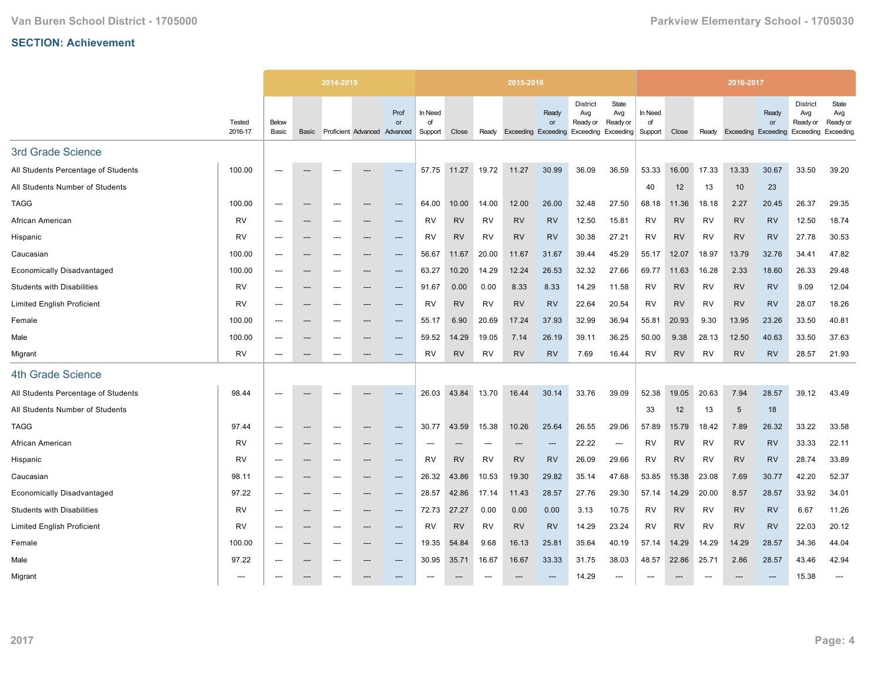## SECTION: Achievement

| | Tested 2016-17 | 2014-2015 Below Basic | Basic | Proficient | Advanced | Prof or Advanced | 2015-2016 In Need of Support | Close | Ready | Exceeding | Ready or Exceeding | District Avg Ready or Exceeding | State Avg Ready or Exceeding | 2016-2017 In Need of Support | Close | Ready | Exceeding | Ready or Exceeding | District Avg Ready or Exceeding | State Avg Ready or Exceeding |
|---|---|---|---|---|---|---|---|---|---|---|---|---|---|---|---|---|---|---|---|---|
| **3rd Grade Science** | | | | | | | | | | | | | | | | | | | | |
| All Students Percentage of Students | 100.00 | --- | --- | --- | --- | --- | 57.75 | 11.27 | 19.72 | 11.27 | 30.99 | 36.09 | 36.59 | 53.33 | 16.00 | 17.33 | 13.33 | 30.67 | 33.50 | 39.20 |
| All Students Number of Students | | | | | | | | | | | | | | 40 | 12 | 13 | 10 | 23 | | |
| TAGG | 100.00 | --- | --- | --- | --- | --- | 64.00 | 10.00 | 14.00 | 12.00 | 26.00 | 32.48 | 27.50 | 68.18 | 11.36 | 18.18 | 2.27 | 20.45 | 26.37 | 29.35 |
| African American | RV | --- | --- | --- | --- | --- | RV | RV | RV | RV | RV | 12.50 | 15.81 | RV | RV | RV | RV | RV | 12.50 | 18.74 |
| Hispanic | RV | --- | --- | --- | --- | --- | RV | RV | RV | RV | RV | 30.38 | 27.21 | RV | RV | RV | RV | RV | 27.78 | 30.53 |
| Caucasian | 100.00 | --- | --- | --- | --- | --- | 56.67 | 11.67 | 20.00 | 11.67 | 31.67 | 39.44 | 45.29 | 55.17 | 12.07 | 18.97 | 13.79 | 32.76 | 34.41 | 47.82 |
| Economically Disadvantaged | 100.00 | --- | --- | --- | --- | --- | 63.27 | 10.20 | 14.29 | 12.24 | 26.53 | 32.32 | 27.66 | 69.77 | 11.63 | 16.28 | 2.33 | 18.60 | 26.33 | 29.48 |
| Students with Disabilities | RV | --- | --- | --- | --- | --- | 91.67 | 0.00 | 0.00 | 8.33 | 8.33 | 14.29 | 11.58 | RV | RV | RV | RV | RV | 9.09 | 12.04 |
| Limited English Proficient | RV | --- | --- | --- | --- | --- | RV | RV | RV | RV | RV | 22.64 | 20.54 | RV | RV | RV | RV | RV | 28.07 | 18.26 |
| Female | 100.00 | --- | --- | --- | --- | --- | 55.17 | 6.90 | 20.69 | 17.24 | 37.93 | 32.99 | 36.94 | 55.81 | 20.93 | 9.30 | 13.95 | 23.26 | 33.50 | 40.81 |
| Male | 100.00 | --- | --- | --- | --- | --- | 59.52 | 14.29 | 19.05 | 7.14 | 26.19 | 39.11 | 36.25 | 50.00 | 9.38 | 28.13 | 12.50 | 40.63 | 33.50 | 37.63 |
| Migrant | RV | --- | --- | --- | --- | --- | RV | RV | RV | RV | RV | 7.69 | 16.44 | RV | RV | RV | RV | RV | 28.57 | 21.93 |
| **4th Grade Science** | | | | | | | | | | | | | | | | | | | | |
| All Students Percentage of Students | 98.44 | --- | --- | --- | --- | --- | 26.03 | 43.84 | 13.70 | 16.44 | 30.14 | 33.76 | 39.09 | 52.38 | 19.05 | 20.63 | 7.94 | 28.57 | 39.12 | 43.49 |
| All Students Number of Students | | | | | | | | | | | | | | 33 | 12 | 13 | 5 | 18 | | |
| TAGG | 97.44 | --- | --- | --- | --- | --- | 30.77 | 43.59 | 15.38 | 10.26 | 25.64 | 26.55 | 29.06 | 57.89 | 15.79 | 18.42 | 7.89 | 26.32 | 33.22 | 33.58 |
| African American | RV | --- | --- | --- | --- | --- | --- | --- | --- | --- | --- | 22.22 | --- | RV | RV | RV | RV | RV | 33.33 | 22.11 |
| Hispanic | RV | --- | --- | --- | --- | --- | RV | RV | RV | RV | RV | 26.09 | 29.66 | RV | RV | RV | RV | RV | 28.74 | 33.89 |
| Caucasian | 98.11 | --- | --- | --- | --- | --- | 26.32 | 43.86 | 10.53 | 19.30 | 29.82 | 35.14 | 47.68 | 53.85 | 15.38 | 23.08 | 7.69 | 30.77 | 42.20 | 52.37 |
| Economically Disadvantaged | 97.22 | --- | --- | --- | --- | --- | 28.57 | 42.86 | 17.14 | 11.43 | 28.57 | 27.76 | 29.30 | 57.14 | 14.29 | 20.00 | 8.57 | 28.57 | 33.92 | 34.01 |
| Students with Disabilities | RV | --- | --- | --- | --- | --- | 72.73 | 27.27 | 0.00 | 0.00 | 0.00 | 3.13 | 10.75 | RV | RV | RV | RV | RV | 6.67 | 11.26 |
| Limited English Proficient | RV | --- | --- | --- | --- | --- | RV | RV | RV | RV | RV | 14.29 | 23.24 | RV | RV | RV | RV | RV | 22.03 | 20.12 |
| Female | 100.00 | --- | --- | --- | --- | --- | 19.35 | 54.84 | 9.68 | 16.13 | 25.81 | 35.64 | 40.19 | 57.14 | 14.29 | 14.29 | 14.29 | 28.57 | 34.36 | 44.04 |
| Male | 97.22 | --- | --- | --- | --- | --- | 30.95 | 35.71 | 16.67 | 16.67 | 33.33 | 31.75 | 38.03 | 48.57 | 22.86 | 25.71 | 2.86 | 28.57 | 43.46 | 42.94 |
| Migrant | --- | --- | --- | --- | --- | --- | --- | --- | --- | --- | --- | 14.29 | --- | --- | --- | --- | --- | --- | 15.38 | --- |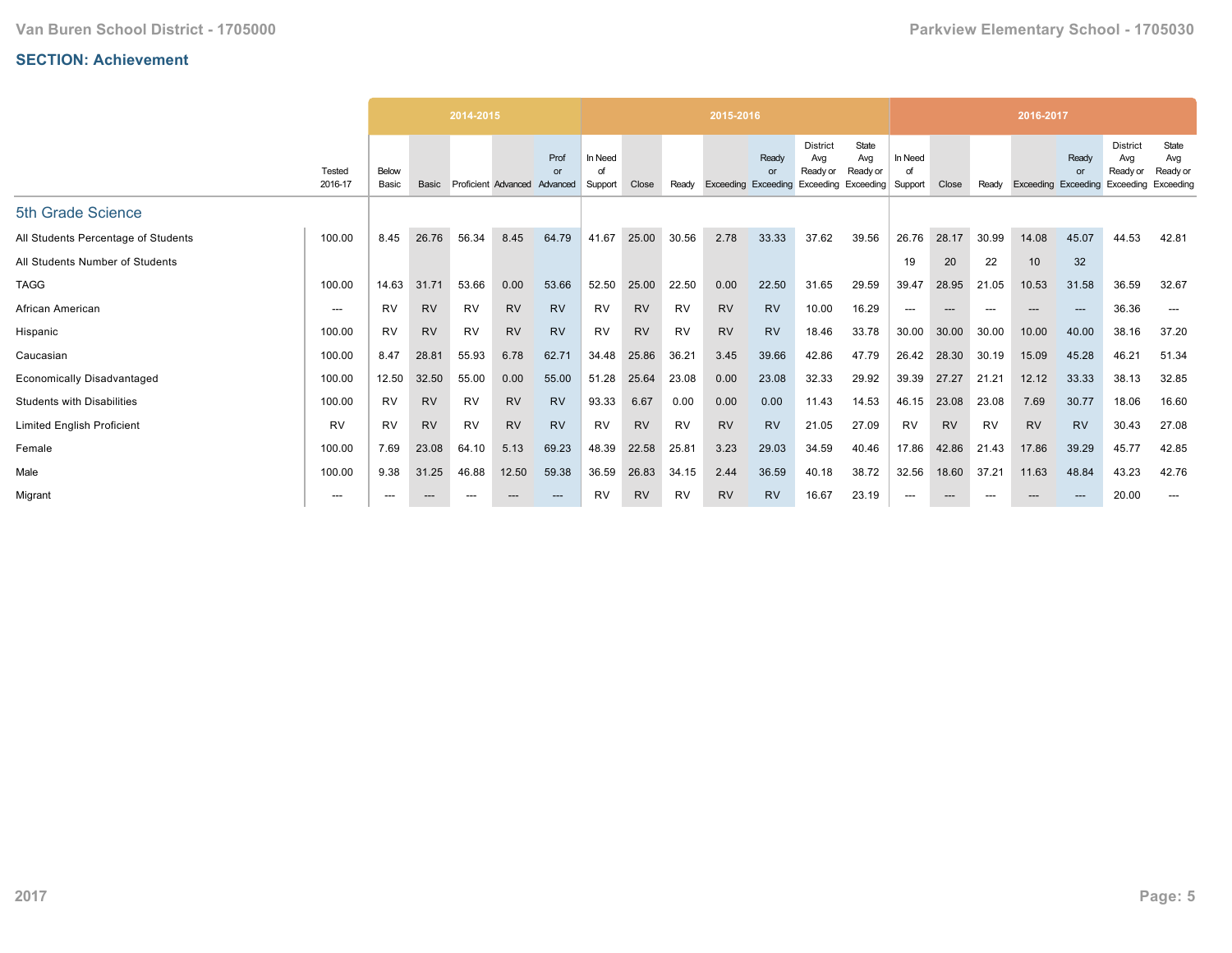## SECTION: Achievement

| | | 2014-2015 | | | | | 2015-2016 | | | | | | | 2016-2017 | | | | | | |
|---|---|---|---|---|---|---|---|---|---|---|---|---|---|---|---|---|---|---|---|---|
| | Tested 2016-17 | Below Basic | Basic | Proficient | Advanced | Prof or Advanced | In Need of Support | Close | Ready | Exceeding | Ready or Exceeding | District Avg Ready or Exceeding | State Avg Ready or Exceeding | In Need of Support | Close | Ready | Exceeding | Ready or Exceeding | District Avg Ready or Exceeding | State Avg Ready or Exceeding |
| **5th Grade Science** | | | | | | | | | | | | | | | | | | | | |
| All Students Percentage of Students | 100.00 | 8.45 | 26.76 | 56.34 | 8.45 | 64.79 | 41.67 | 25.00 | 30.56 | 2.78 | 33.33 | 37.62 | 39.56 | 26.76 | 28.17 | 30.99 | 14.08 | 45.07 | 44.53 | 42.81 |
| All Students Number of Students | | | | | | | | | | | | | | 19 | 20 | 22 | 10 | 32 | | |
| TAGG | 100.00 | 14.63 | 31.71 | 53.66 | 0.00 | 53.66 | 52.50 | 25.00 | 22.50 | 0.00 | 22.50 | 31.65 | 29.59 | 39.47 | 28.95 | 21.05 | 10.53 | 31.58 | 36.59 | 32.67 |
| African American | --- | RV | RV | RV | RV | RV | RV | RV | RV | RV | RV | 10.00 | 16.29 | --- | --- | --- | --- | --- | 36.36 | --- |
| Hispanic | 100.00 | RV | RV | RV | RV | RV | RV | RV | RV | RV | RV | 18.46 | 33.78 | 30.00 | 30.00 | 30.00 | 10.00 | 40.00 | 38.16 | 37.20 |
| Caucasian | 100.00 | 8.47 | 28.81 | 55.93 | 6.78 | 62.71 | 34.48 | 25.86 | 36.21 | 3.45 | 39.66 | 42.86 | 47.79 | 26.42 | 28.30 | 30.19 | 15.09 | 45.28 | 46.21 | 51.34 |
| Economically Disadvantaged | 100.00 | 12.50 | 32.50 | 55.00 | 0.00 | 55.00 | 51.28 | 25.64 | 23.08 | 0.00 | 23.08 | 32.33 | 29.92 | 39.39 | 27.27 | 21.21 | 12.12 | 33.33 | 38.13 | 32.85 |
| Students with Disabilities | 100.00 | RV | RV | RV | RV | RV | 93.33 | 6.67 | 0.00 | 0.00 | 0.00 | 11.43 | 14.53 | 46.15 | 23.08 | 23.08 | 7.69 | 30.77 | 18.06 | 16.60 |
| Limited English Proficient | RV | RV | RV | RV | RV | RV | RV | RV | RV | RV | RV | 21.05 | 27.09 | RV | RV | RV | RV | RV | 30.43 | 27.08 |
| Female | 100.00 | 7.69 | 23.08 | 64.10 | 5.13 | 69.23 | 48.39 | 22.58 | 25.81 | 3.23 | 29.03 | 34.59 | 40.46 | 17.86 | 42.86 | 21.43 | 17.86 | 39.29 | 45.77 | 42.85 |
| Male | 100.00 | 9.38 | 31.25 | 46.88 | 12.50 | 59.38 | 36.59 | 26.83 | 34.15 | 2.44 | 36.59 | 40.18 | 38.72 | 32.56 | 18.60 | 37.21 | 11.63 | 48.84 | 43.23 | 42.76 |
| Migrant | --- | --- | --- | --- | --- | --- | RV | RV | RV | RV | RV | 16.67 | 23.19 | --- | --- | --- | --- | --- | 20.00 | --- |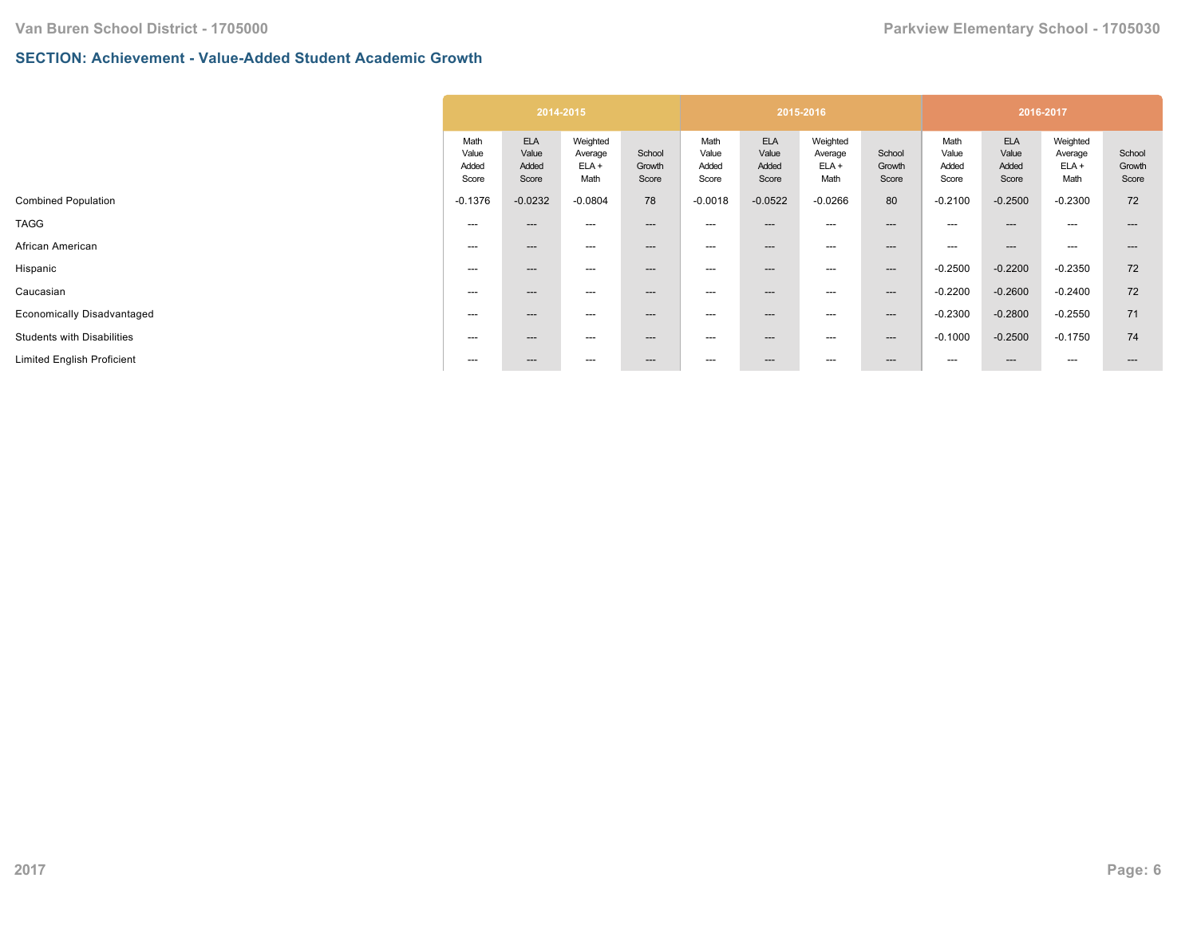## SECTION: Achievement - Value-Added Student Academic Growth

| | 2014-2015 | | | | 2015-2016 | | | | 2016-2017 | | | |
|---|---|---|---|---|---|---|---|---|---|---|---|---|
| | Math Value Added Score | ELA Value Added Score | Weighted Average ELA + Math | School Growth Score | Math Value Added Score | ELA Value Added Score | Weighted Average ELA + Math | School Growth Score | Math Value Added Score | ELA Value Added Score | Weighted Average ELA + Math | School Growth Score |
| Combined Population | -0.1376 | -0.0232 | -0.0804 | 78 | -0.0018 | -0.0522 | -0.0266 | 80 | -0.2100 | -0.2500 | -0.2300 | 72 |
| TAGG | --- | --- | --- | --- | --- | --- | --- | --- | --- | --- | --- | --- |
| African American | --- | --- | --- | --- | --- | --- | --- | --- | --- | --- | --- | --- |
| Hispanic | --- | --- | --- | --- | --- | --- | --- | --- | -0.2500 | -0.2200 | -0.2350 | 72 |
| Caucasian | --- | --- | --- | --- | --- | --- | --- | --- | -0.2200 | -0.2600 | -0.2400 | 72 |
| Economically Disadvantaged | --- | --- | --- | --- | --- | --- | --- | --- | -0.2300 | -0.2800 | -0.2550 | 71 |
| Students with Disabilities | --- | --- | --- | --- | --- | --- | --- | --- | -0.1000 | -0.2500 | -0.1750 | 74 |
| Limited English Proficient | --- | --- | --- | --- | --- | --- | --- | --- | --- | --- | --- | --- |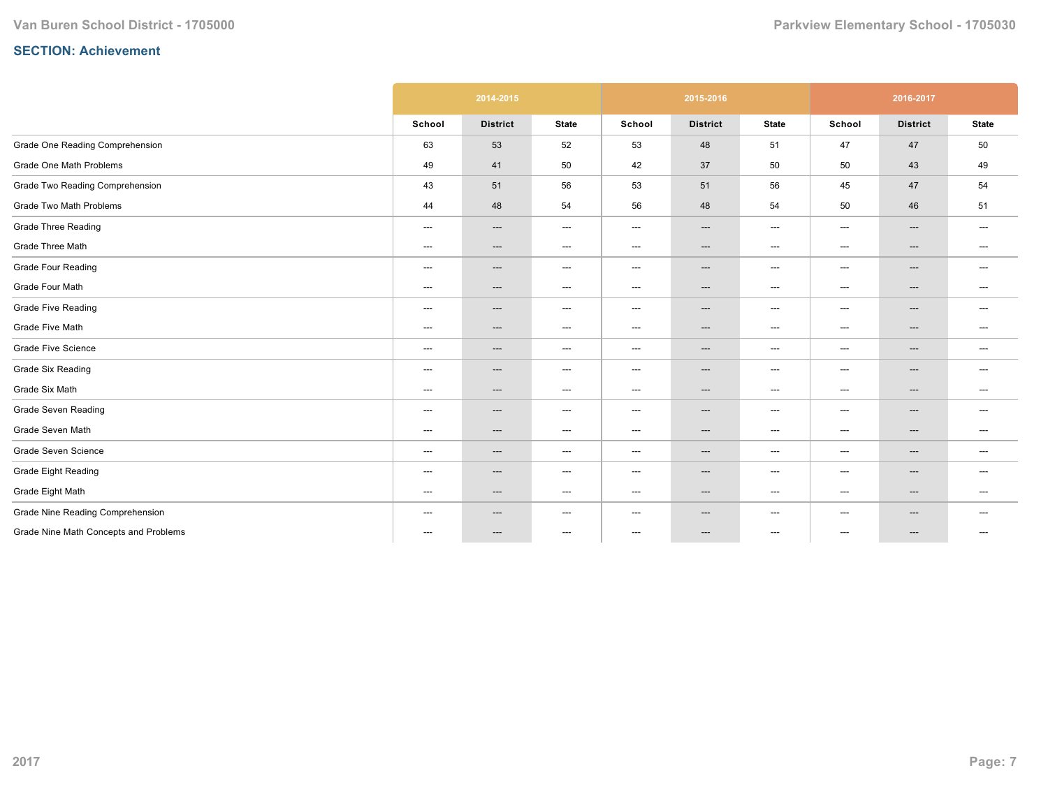## SECTION: Achievement

| | 2014-2015 | | | 2015-2016 | | | 2016-2017 | | |
|---|---|---|---|---|---|---|---|---|---|
| | School | District | State | School | District | State | School | District | State |
| Grade One Reading Comprehension | 63 | 53 | 52 | 53 | 48 | 51 | 47 | 47 | 50 |
| Grade One Math Problems | 49 | 41 | 50 | 42 | 37 | 50 | 50 | 43 | 49 |
| Grade Two Reading Comprehension | 43 | 51 | 56 | 53 | 51 | 56 | 45 | 47 | 54 |
| Grade Two Math Problems | 44 | 48 | 54 | 56 | 48 | 54 | 50 | 46 | 51 |
| Grade Three Reading | --- | --- | --- | --- | --- | --- | --- | --- | --- |
| Grade Three Math | --- | --- | --- | --- | --- | --- | --- | --- | --- |
| Grade Four Reading | --- | --- | --- | --- | --- | --- | --- | --- | --- |
| Grade Four Math | --- | --- | --- | --- | --- | --- | --- | --- | --- |
| Grade Five Reading | --- | --- | --- | --- | --- | --- | --- | --- | --- |
| Grade Five Math | --- | --- | --- | --- | --- | --- | --- | --- | --- |
| Grade Five Science | --- | --- | --- | --- | --- | --- | --- | --- | --- |
| Grade Six Reading | --- | --- | --- | --- | --- | --- | --- | --- | --- |
| Grade Six Math | --- | --- | --- | --- | --- | --- | --- | --- | --- |
| Grade Seven Reading | --- | --- | --- | --- | --- | --- | --- | --- | --- |
| Grade Seven Math | --- | --- | --- | --- | --- | --- | --- | --- | --- |
| Grade Seven Science | --- | --- | --- | --- | --- | --- | --- | --- | --- |
| Grade Eight Reading | --- | --- | --- | --- | --- | --- | --- | --- | --- |
| Grade Eight Math | --- | --- | --- | --- | --- | --- | --- | --- | --- |
| Grade Nine Reading Comprehension | --- | --- | --- | --- | --- | --- | --- | --- | --- |
| Grade Nine Math Concepts and Problems | --- | --- | --- | --- | --- | --- | --- | --- | --- |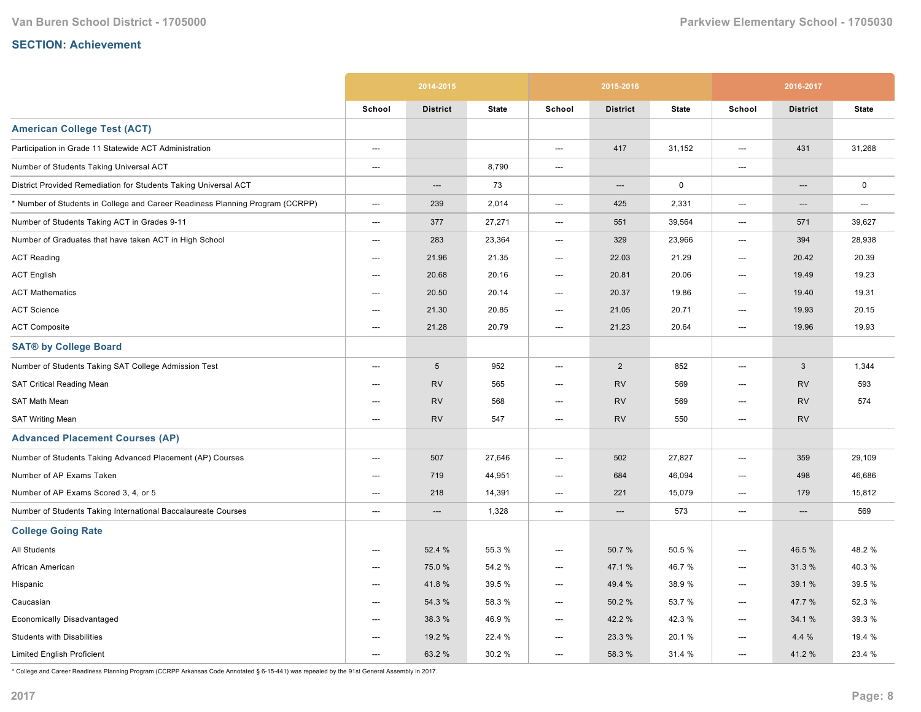## SECTION: Achievement

| | 2014-2015 | | | 2015-2016 | | | 2016-2017 | | |
|---|---|---|---|---|---|---|---|---|---|
| | School | District | State | School | District | State | School | District | State |
| **American College Test (ACT)** | | | | | | | | | |
| Participation in Grade 11 Statewide ACT Administration | --- | | | --- | 417 | 31,152 | --- | 431 | 31,268 |
| Number of Students Taking Universal ACT | --- | | 8,790 | --- | | | --- | | |
| District Provided Remediation for Students Taking Universal ACT | | --- | 73 | | --- | 0 | | --- | 0 |
| * Number of Students in College and Career Readiness Planning Program (CCRPP) | --- | 239 | 2,014 | --- | 425 | 2,331 | --- | --- | --- |
| Number of Students Taking ACT in Grades 9-11 | --- | 377 | 27,271 | --- | 551 | 39,564 | --- | 571 | 39,627 |
| Number of Graduates that have taken ACT in High School | --- | 283 | 23,364 | --- | 329 | 23,966 | --- | 394 | 28,938 |
| ACT Reading | --- | 21.96 | 21.35 | --- | 22.03 | 21.29 | --- | 20.42 | 20.39 |
| ACT English | --- | 20.68 | 20.16 | --- | 20.81 | 20.06 | --- | 19.49 | 19.23 |
| ACT Mathematics | --- | 20.50 | 20.14 | --- | 20.37 | 19.86 | --- | 19.40 | 19.31 |
| ACT Science | --- | 21.30 | 20.85 | --- | 21.05 | 20.71 | --- | 19.93 | 20.15 |
| ACT Composite | --- | 21.28 | 20.79 | --- | 21.23 | 20.64 | --- | 19.96 | 19.93 |
| **SAT® by College Board** | | | | | | | | | |
| Number of Students Taking SAT College Admission Test | --- | 5 | 952 | --- | 2 | 852 | --- | 3 | 1,344 |
| SAT Critical Reading Mean | --- | RV | 565 | --- | RV | 569 | --- | RV | 593 |
| SAT Math Mean | --- | RV | 568 | --- | RV | 569 | --- | RV | 574 |
| SAT Writing Mean | --- | RV | 547 | --- | RV | 550 | --- | RV | |
| **Advanced Placement Courses (AP)** | | | | | | | | | |
| Number of Students Taking Advanced Placement (AP) Courses | --- | 507 | 27,646 | --- | 502 | 27,827 | --- | 359 | 29,109 |
| Number of AP Exams Taken | --- | 719 | 44,951 | --- | 684 | 46,094 | --- | 498 | 46,686 |
| Number of AP Exams Scored 3, 4, or 5 | --- | 218 | 14,391 | --- | 221 | 15,079 | --- | 179 | 15,812 |
| Number of Students Taking International Baccalaureate Courses | --- | --- | 1,328 | --- | --- | 573 | --- | --- | 569 |
| **College Going Rate** | | | | | | | | | |
| All Students | --- | 52.4 % | 55.3 % | --- | 50.7 % | 50.5 % | --- | 46.5 % | 48.2 % |
| African American | --- | 75.0 % | 54.2 % | --- | 47.1 % | 46.7 % | --- | 31.3 % | 40.3 % |
| Hispanic | --- | 41.8 % | 39.5 % | --- | 49.4 % | 38.9 % | --- | 39.1 % | 39.5 % |
| Caucasian | --- | 54.3 % | 58.3 % | --- | 50.2 % | 53.7 % | --- | 47.7 % | 52.3 % |
| Economically Disadvantaged | --- | 38.3 % | 46.9 % | --- | 42.2 % | 42.3 % | --- | 34.1 % | 39.3 % |
| Students with Disabilities | --- | 19.2 % | 22.4 % | --- | 23.3 % | 20.1 % | --- | 4.4 % | 19.4 % |
| Limited English Proficient | --- | 63.2 % | 30.2 % | --- | 58.3 % | 31.4 % | --- | 41.2 % | 23.4 % |

* College and Career Readiness Planning Program (CCRPP Arkansas Code Annotated § 6-15-441) was repealed by the 91st General Assembly in 2017.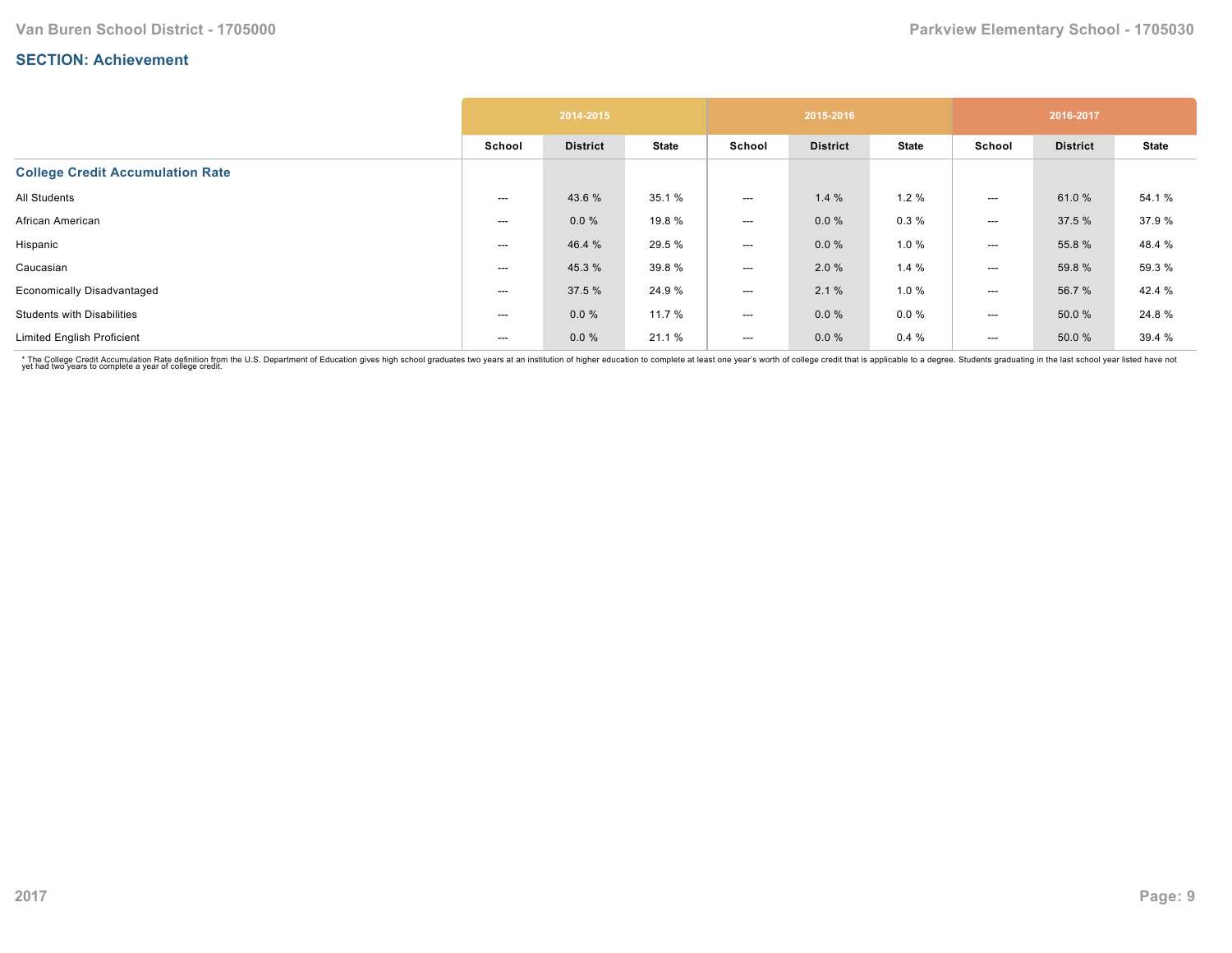## SECTION: Achievement

| | 2014-2015 | | | 2015-2016 | | | 2016-2017 | | |
|---|---|---|---|---|---|---|---|---|---|
| | School | District | State | School | District | State | School | District | State |
| **College Credit Accumulation Rate** | | | | | | | | | |
| All Students | --- | 43.6 % | 35.1 % | --- | 1.4 % | 1.2 % | --- | 61.0 % | 54.1 % |
| African American | --- | 0.0 % | 19.8 % | --- | 0.0 % | 0.3 % | --- | 37.5 % | 37.9 % |
| Hispanic | --- | 46.4 % | 29.5 % | --- | 0.0 % | 1.0 % | --- | 55.8 % | 48.4 % |
| Caucasian | --- | 45.3 % | 39.8 % | --- | 2.0 % | 1.4 % | --- | 59.8 % | 59.3 % |
| Economically Disadvantaged | --- | 37.5 % | 24.9 % | --- | 2.1 % | 1.0 % | --- | 56.7 % | 42.4 % |
| Students with Disabilities | --- | 0.0 % | 11.7 % | --- | 0.0 % | 0.0 % | --- | 50.0 % | 24.8 % |
| Limited English Proficient | --- | 0.0 % | 21.1 % | --- | 0.0 % | 0.4 % | --- | 50.0 % | 39.4 % |

* The College Credit Accumulation Rate definition from the U.S. Department of Education gives high school graduates two years at an institution of higher education to complete at least one year's worth of college credit that is applicable to a degree. Students graduating in the last school year listed have not yet had two years to complete a year of college credit.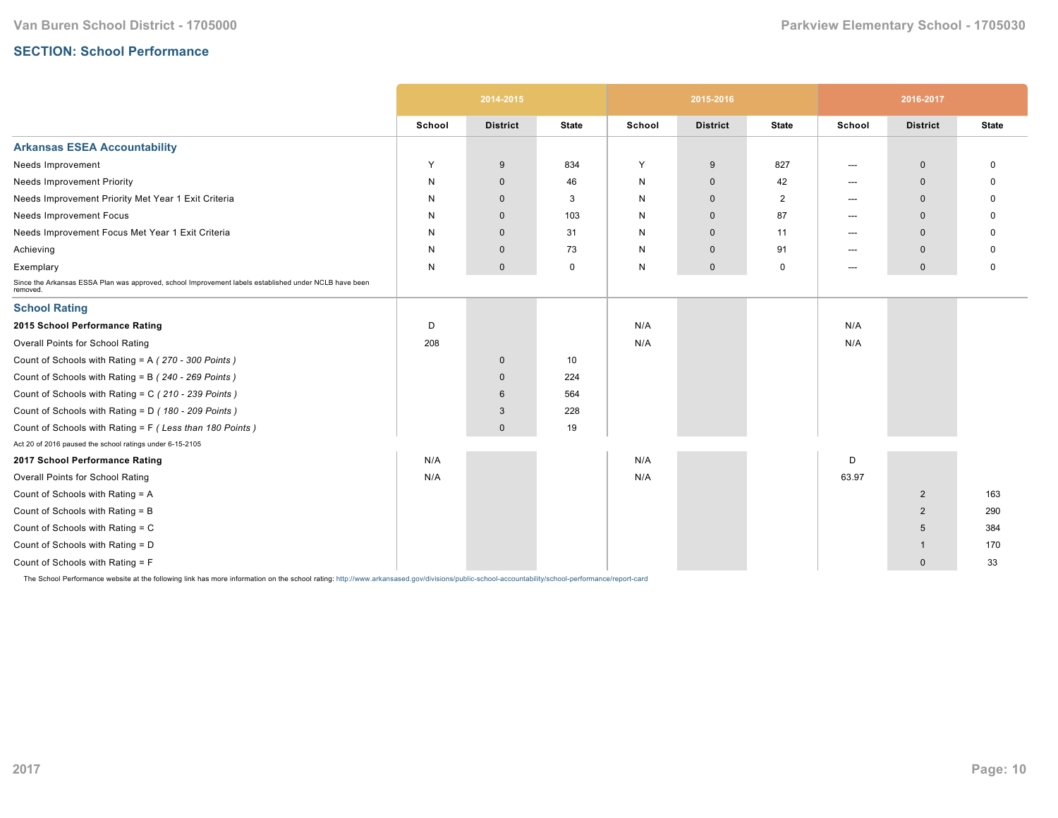Van Buren School District - 1705000

Parkview Elementary School - 1705030

## SECTION: School Performance

| | 2014-2015 | | | 2015-2016 | | | 2016-2017 | | |
|---|---|---|---|---|---|---|---|---|---|
| | School | District | State | School | District | State | School | District | State |
| **Arkansas ESEA Accountability** | | | | | | | | | |
| Needs Improvement | Y | 9 | 834 | Y | 9 | 827 | --- | 0 | 0 |
| Needs Improvement Priority | N | 0 | 46 | N | 0 | 42 | --- | 0 | 0 |
| Needs Improvement Priority Met Year 1 Exit Criteria | N | 0 | 3 | N | 0 | 2 | --- | 0 | 0 |
| Needs Improvement Focus | N | 0 | 103 | N | 0 | 87 | --- | 0 | 0 |
| Needs Improvement Focus Met Year 1 Exit Criteria | N | 0 | 31 | N | 0 | 11 | --- | 0 | 0 |
| Achieving | N | 0 | 73 | N | 0 | 91 | --- | 0 | 0 |
| Exemplary | N | 0 | 0 | N | 0 | 0 | --- | 0 | 0 |
| Since the Arkansas ESSA Plan was approved, school Improvement labels established under NCLB have been removed. | | | | | | | | | |
| **School Rating** | | | | | | | | | |
| **2015 School Performance Rating** | D | | | N/A | | | N/A | | |
| Overall Points for School Rating | 208 | | | N/A | | | N/A | | |
| Count of Schools with Rating = A *( 270 - 300 Points )* | | 0 | 10 | | | | | | |
| Count of Schools with Rating = B *( 240 - 269 Points )* | | 0 | 224 | | | | | | |
| Count of Schools with Rating = C *( 210 - 239 Points )* | | 6 | 564 | | | | | | |
| Count of Schools with Rating = D *( 180 - 209 Points )* | | 3 | 228 | | | | | | |
| Count of Schools with Rating = F *( Less than 180 Points )* | | 0 | 19 | | | | | | |
| Act 20 of 2016 paused the school ratings under 6-15-2105 | | | | | | | | | |
| **2017 School Performance Rating** | N/A | | | N/A | | | D | | |
| Overall Points for School Rating | N/A | | | N/A | | | 63.97 | | |
| Count of Schools with Rating = A | | | | | | | | 2 | 163 |
| Count of Schools with Rating = B | | | | | | | | 2 | 290 |
| Count of Schools with Rating = C | | | | | | | | 5 | 384 |
| Count of Schools with Rating = D | | | | | | | | 1 | 170 |
| Count of Schools with Rating = F | | | | | | | | 0 | 33 |

The School Performance website at the following link has more information on the school rating: http://www.arkansased.gov/divisions/public-school-accountability/school-performance/report-card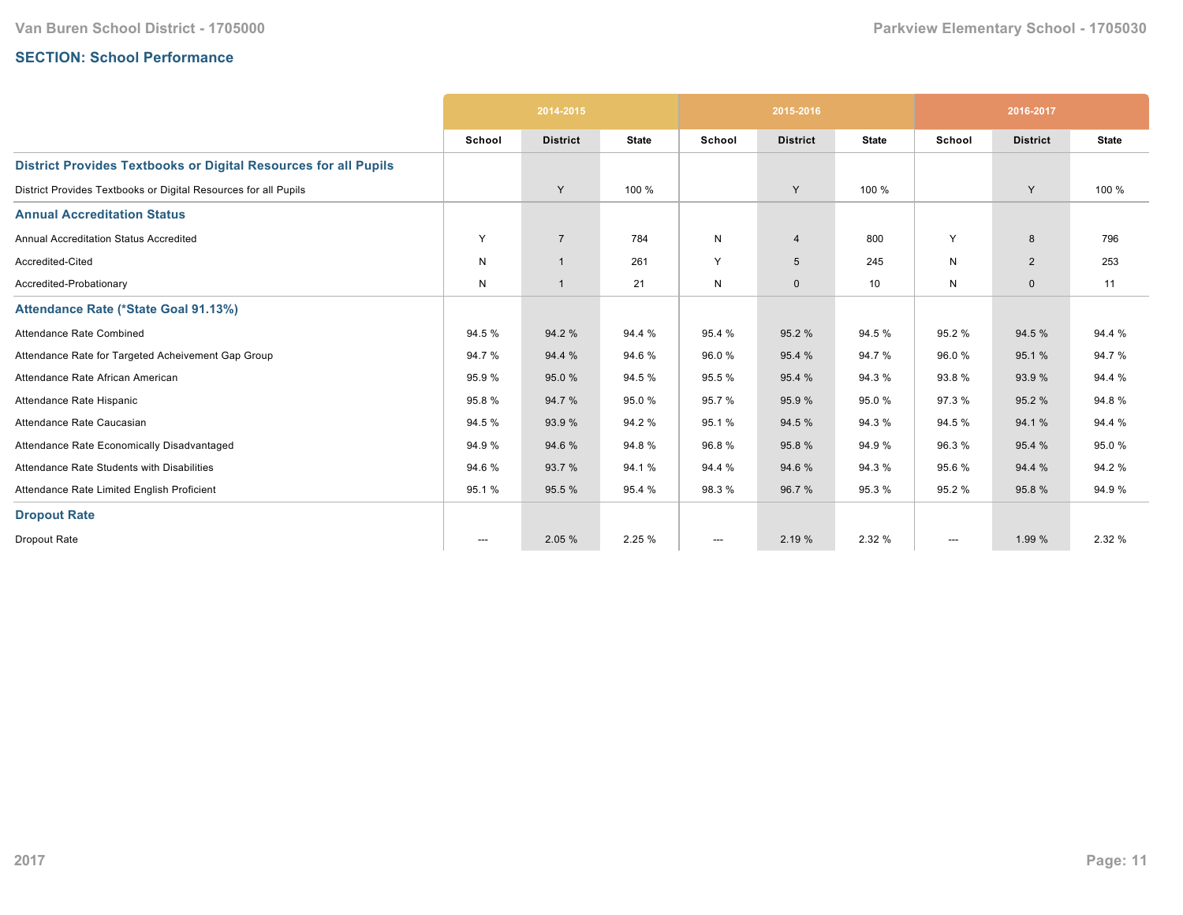## SECTION: School Performance

| | 2014-2015 | | | 2015-2016 | | | 2016-2017 | | |
|---|---|---|---|---|---|---|---|---|---|
| | School | District | State | School | District | State | School | District | State |
| **District Provides Textbooks or Digital Resources for all Pupils** | | | | | | | | | |
| District Provides Textbooks or Digital Resources for all Pupils | | Y | 100 % | | Y | 100 % | | Y | 100 % |
| **Annual Accreditation Status** | | | | | | | | | |
| Annual Accreditation Status Accredited | Y | 7 | 784 | N | 4 | 800 | Y | 8 | 796 |
| Accredited-Cited | N | 1 | 261 | Y | 5 | 245 | N | 2 | 253 |
| Accredited-Probationary | N | 1 | 21 | N | 0 | 10 | N | 0 | 11 |
| **Attendance Rate (*State Goal 91.13%)** | | | | | | | | | |
| Attendance Rate Combined | 94.5 % | 94.2 % | 94.4 % | 95.4 % | 95.2 % | 94.5 % | 95.2 % | 94.5 % | 94.4 % |
| Attendance Rate for Targeted Acheivement Gap Group | 94.7 % | 94.4 % | 94.6 % | 96.0 % | 95.4 % | 94.7 % | 96.0 % | 95.1 % | 94.7 % |
| Attendance Rate African American | 95.9 % | 95.0 % | 94.5 % | 95.5 % | 95.4 % | 94.3 % | 93.8 % | 93.9 % | 94.4 % |
| Attendance Rate Hispanic | 95.8 % | 94.7 % | 95.0 % | 95.7 % | 95.9 % | 95.0 % | 97.3 % | 95.2 % | 94.8 % |
| Attendance Rate Caucasian | 94.5 % | 93.9 % | 94.2 % | 95.1 % | 94.5 % | 94.3 % | 94.5 % | 94.1 % | 94.4 % |
| Attendance Rate Economically Disadvantaged | 94.9 % | 94.6 % | 94.8 % | 96.8 % | 95.8 % | 94.9 % | 96.3 % | 95.4 % | 95.0 % |
| Attendance Rate Students with Disabilities | 94.6 % | 93.7 % | 94.1 % | 94.4 % | 94.6 % | 94.3 % | 95.6 % | 94.4 % | 94.2 % |
| Attendance Rate Limited English Proficient | 95.1 % | 95.5 % | 95.4 % | 98.3 % | 96.7 % | 95.3 % | 95.2 % | 95.8 % | 94.9 % |
| **Dropout Rate** | | | | | | | | | |
| Dropout Rate | --- | 2.05 % | 2.25 % | --- | 2.19 % | 2.32 % | --- | 1.99 % | 2.32 % |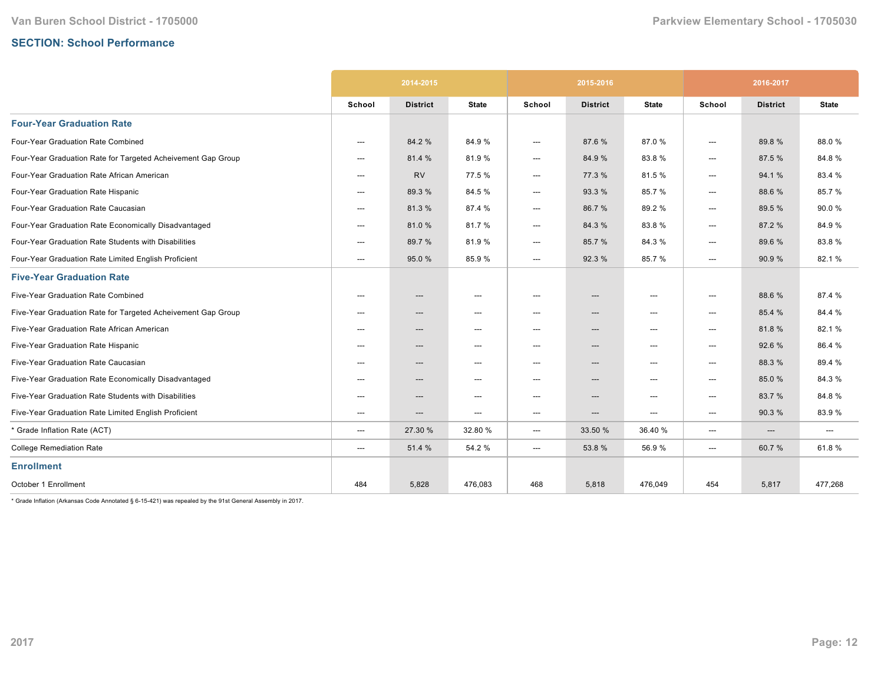## SECTION: School Performance

| | 2014-2015 | | | 2015-2016 | | | 2016-2017 | | |
|---|---|---|---|---|---|---|---|---|---|
| | School | District | State | School | District | State | School | District | State |
| **Four-Year Graduation Rate** | | | | | | | | | |
| Four-Year Graduation Rate Combined | --- | 84.2 % | 84.9 % | --- | 87.6 % | 87.0 % | --- | 89.8 % | 88.0 % |
| Four-Year Graduation Rate for Targeted Acheivement Gap Group | --- | 81.4 % | 81.9 % | --- | 84.9 % | 83.8 % | --- | 87.5 % | 84.8 % |
| Four-Year Graduation Rate African American | --- | RV | 77.5 % | --- | 77.3 % | 81.5 % | --- | 94.1 % | 83.4 % |
| Four-Year Graduation Rate Hispanic | --- | 89.3 % | 84.5 % | --- | 93.3 % | 85.7 % | --- | 88.6 % | 85.7 % |
| Four-Year Graduation Rate Caucasian | --- | 81.3 % | 87.4 % | --- | 86.7 % | 89.2 % | --- | 89.5 % | 90.0 % |
| Four-Year Graduation Rate Economically Disadvantaged | --- | 81.0 % | 81.7 % | --- | 84.3 % | 83.8 % | --- | 87.2 % | 84.9 % |
| Four-Year Graduation Rate Students with Disabilities | --- | 89.7 % | 81.9 % | --- | 85.7 % | 84.3 % | --- | 89.6 % | 83.8 % |
| Four-Year Graduation Rate Limited English Proficient | --- | 95.0 % | 85.9 % | --- | 92.3 % | 85.7 % | --- | 90.9 % | 82.1 % |
| **Five-Year Graduation Rate** | | | | | | | | | |
| Five-Year Graduation Rate Combined | --- | --- | --- | --- | --- | --- | --- | 88.6 % | 87.4 % |
| Five-Year Graduation Rate for Targeted Acheivement Gap Group | --- | --- | --- | --- | --- | --- | --- | 85.4 % | 84.4 % |
| Five-Year Graduation Rate African American | --- | --- | --- | --- | --- | --- | --- | 81.8 % | 82.1 % |
| Five-Year Graduation Rate Hispanic | --- | --- | --- | --- | --- | --- | --- | 92.6 % | 86.4 % |
| Five-Year Graduation Rate Caucasian | --- | --- | --- | --- | --- | --- | --- | 88.3 % | 89.4 % |
| Five-Year Graduation Rate Economically Disadvantaged | --- | --- | --- | --- | --- | --- | --- | 85.0 % | 84.3 % |
| Five-Year Graduation Rate Students with Disabilities | --- | --- | --- | --- | --- | --- | --- | 83.7 % | 84.8 % |
| Five-Year Graduation Rate Limited English Proficient | --- | --- | --- | --- | --- | --- | --- | 90.3 % | 83.9 % |
| * Grade Inflation Rate (ACT) | --- | 27.30 % | 32.80 % | --- | 33.50 % | 36.40 % | --- | --- | --- |
| College Remediation Rate | --- | 51.4 % | 54.2 % | --- | 53.8 % | 56.9 % | --- | 60.7 % | 61.8 % |
| **Enrollment** | | | | | | | | | |
| October 1 Enrollment | 484 | 5,828 | 476,083 | 468 | 5,818 | 476,049 | 454 | 5,817 | 477,268 |

* Grade Inflation (Arkansas Code Annotated § 6-15-421) was repealed by the 91st General Assembly in 2017.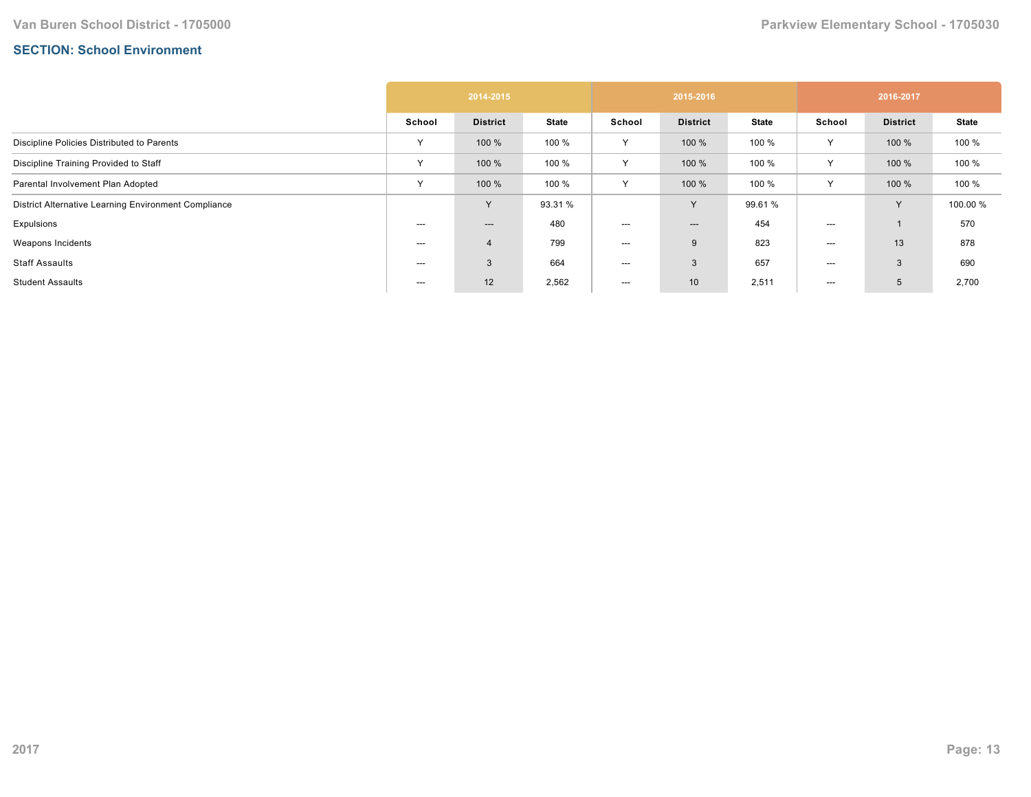## SECTION: School Environment

| | 2014-2015 | | | 2015-2016 | | | 2016-2017 | | |
|---|---|---|---|---|---|---|---|---|---|
| | School | District | State | School | District | State | School | District | State |
| Discipline Policies Distributed to Parents | Y | 100 % | 100 % | Y | 100 % | 100 % | Y | 100 % | 100 % |
| Discipline Training Provided to Staff | Y | 100 % | 100 % | Y | 100 % | 100 % | Y | 100 % | 100 % |
| Parental Involvement Plan Adopted | Y | 100 % | 100 % | Y | 100 % | 100 % | Y | 100 % | 100 % |
| District Alternative Learning Environment Compliance | | Y | 93.31 % | | Y | 99.61 % | | Y | 100.00 % |
| Expulsions | --- | --- | 480 | --- | --- | 454 | --- | 1 | 570 |
| Weapons Incidents | --- | 4 | 799 | --- | 9 | 823 | --- | 13 | 878 |
| Staff Assaults | --- | 3 | 664 | --- | 3 | 657 | --- | 3 | 690 |
| Student Assaults | --- | 12 | 2,562 | --- | 10 | 2,511 | --- | 5 | 2,700 |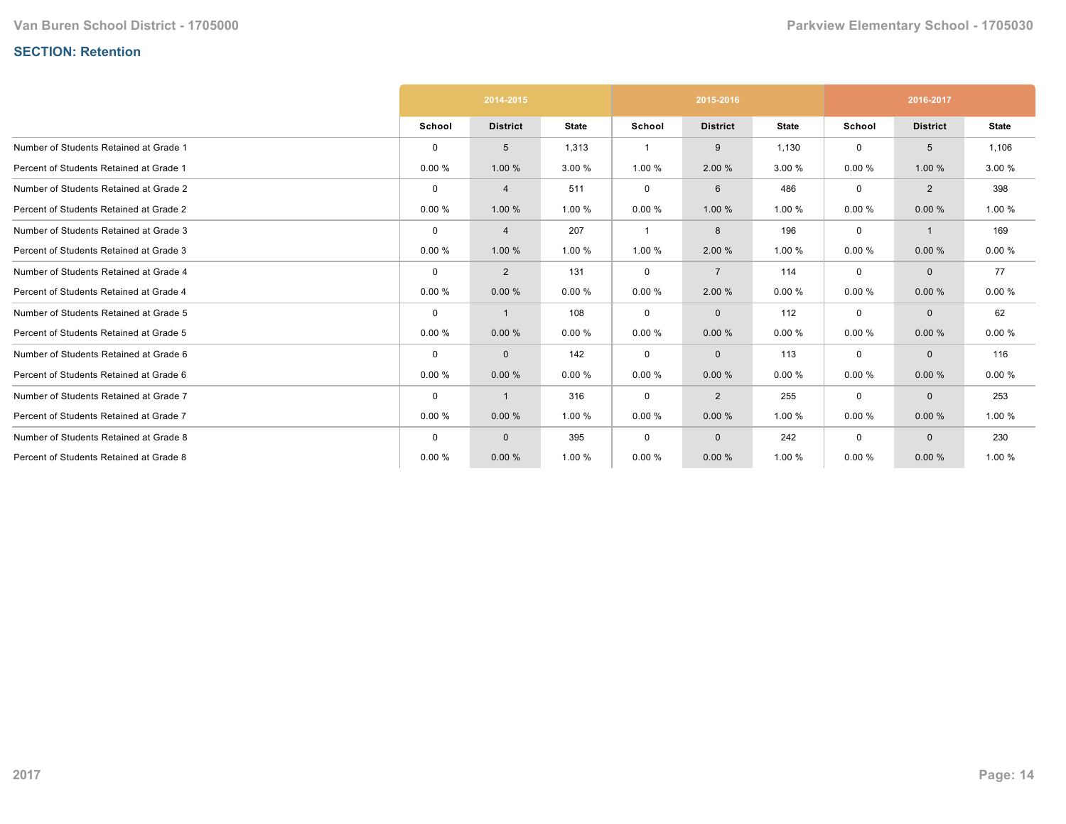## SECTION: Retention

| | 2014-2015 | | | 2015-2016 | | | 2016-2017 | | |
|---|---|---|---|---|---|---|---|---|---|
| | School | District | State | School | District | State | School | District | State |
| Number of Students Retained at Grade 1 | 0 | 5 | 1,313 | 1 | 9 | 1,130 | 0 | 5 | 1,106 |
| Percent of Students Retained at Grade 1 | 0.00 % | 1.00 % | 3.00 % | 1.00 % | 2.00 % | 3.00 % | 0.00 % | 1.00 % | 3.00 % |
| Number of Students Retained at Grade 2 | 0 | 4 | 511 | 0 | 6 | 486 | 0 | 2 | 398 |
| Percent of Students Retained at Grade 2 | 0.00 % | 1.00 % | 1.00 % | 0.00 % | 1.00 % | 1.00 % | 0.00 % | 0.00 % | 1.00 % |
| Number of Students Retained at Grade 3 | 0 | 4 | 207 | 1 | 8 | 196 | 0 | 1 | 169 |
| Percent of Students Retained at Grade 3 | 0.00 % | 1.00 % | 1.00 % | 1.00 % | 2.00 % | 1.00 % | 0.00 % | 0.00 % | 0.00 % |
| Number of Students Retained at Grade 4 | 0 | 2 | 131 | 0 | 7 | 114 | 0 | 0 | 77 |
| Percent of Students Retained at Grade 4 | 0.00 % | 0.00 % | 0.00 % | 0.00 % | 2.00 % | 0.00 % | 0.00 % | 0.00 % | 0.00 % |
| Number of Students Retained at Grade 5 | 0 | 1 | 108 | 0 | 0 | 112 | 0 | 0 | 62 |
| Percent of Students Retained at Grade 5 | 0.00 % | 0.00 % | 0.00 % | 0.00 % | 0.00 % | 0.00 % | 0.00 % | 0.00 % | 0.00 % |
| Number of Students Retained at Grade 6 | 0 | 0 | 142 | 0 | 0 | 113 | 0 | 0 | 116 |
| Percent of Students Retained at Grade 6 | 0.00 % | 0.00 % | 0.00 % | 0.00 % | 0.00 % | 0.00 % | 0.00 % | 0.00 % | 0.00 % |
| Number of Students Retained at Grade 7 | 0 | 1 | 316 | 0 | 2 | 255 | 0 | 0 | 253 |
| Percent of Students Retained at Grade 7 | 0.00 % | 0.00 % | 1.00 % | 0.00 % | 0.00 % | 1.00 % | 0.00 % | 0.00 % | 1.00 % |
| Number of Students Retained at Grade 8 | 0 | 0 | 395 | 0 | 0 | 242 | 0 | 0 | 230 |
| Percent of Students Retained at Grade 8 | 0.00 % | 0.00 % | 1.00 % | 0.00 % | 0.00 % | 1.00 % | 0.00 % | 0.00 % | 1.00 % |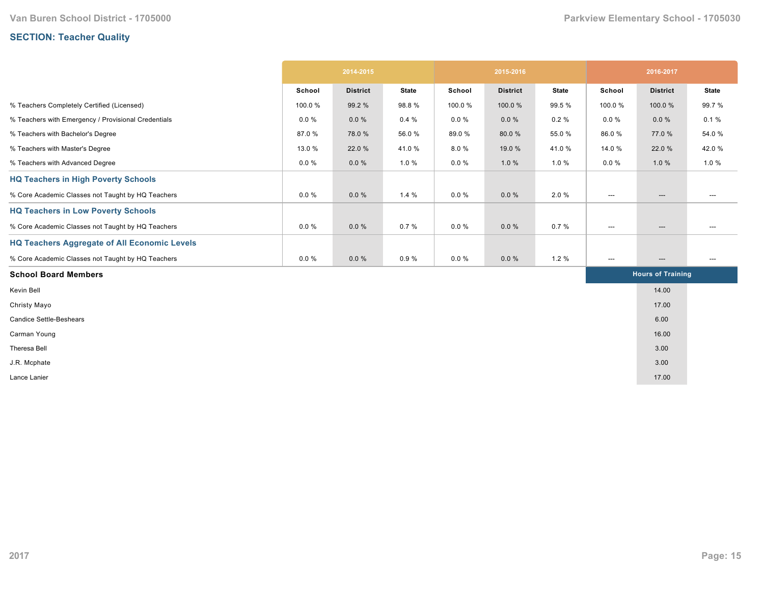## SECTION: Teacher Quality

| | 2014-2015 | | | 2015-2016 | | | 2016-2017 | | |
|---|---|---|---|---|---|---|---|---|---|
| | School | District | State | School | District | State | School | District | State |
| % Teachers Completely Certified (Licensed) | 100.0 % | 99.2 % | 98.8 % | 100.0 % | 100.0 % | 99.5 % | 100.0 % | 100.0 % | 99.7 % |
| % Teachers with Emergency / Provisional Credentials | 0.0 % | 0.0 % | 0.4 % | 0.0 % | 0.0 % | 0.2 % | 0.0 % | 0.0 % | 0.1 % |
| % Teachers with Bachelor's Degree | 87.0 % | 78.0 % | 56.0 % | 89.0 % | 80.0 % | 55.0 % | 86.0 % | 77.0 % | 54.0 % |
| % Teachers with Master's Degree | 13.0 % | 22.0 % | 41.0 % | 8.0 % | 19.0 % | 41.0 % | 14.0 % | 22.0 % | 42.0 % |
| % Teachers with Advanced Degree | 0.0 % | 0.0 % | 1.0 % | 0.0 % | 1.0 % | 1.0 % | 0.0 % | 1.0 % | 1.0 % |
| **HQ Teachers in High Poverty Schools** | | | | | | | | | |
| % Core Academic Classes not Taught by HQ Teachers | 0.0 % | 0.0 % | 1.4 % | 0.0 % | 0.0 % | 2.0 % | --- | --- | --- |
| **HQ Teachers in Low Poverty Schools** | | | | | | | | | |
| % Core Academic Classes not Taught by HQ Teachers | 0.0 % | 0.0 % | 0.7 % | 0.0 % | 0.0 % | 0.7 % | --- | --- | --- |
| **HQ Teachers Aggregate of All Economic Levels** | | | | | | | | | |
| % Core Academic Classes not Taught by HQ Teachers | 0.0 % | 0.0 % | 0.9 % | 0.0 % | 0.0 % | 1.2 % | --- | --- | --- |

| School Board Members | Hours of Training |
|---|---|
| Kevin Bell | 14.00 |
| Christy Mayo | 17.00 |
| Candice Settle-Beshears | 6.00 |
| Carman Young | 16.00 |
| Theresa Bell | 3.00 |
| J.R. Mcphate | 3.00 |
| Lance Lanier | 17.00 |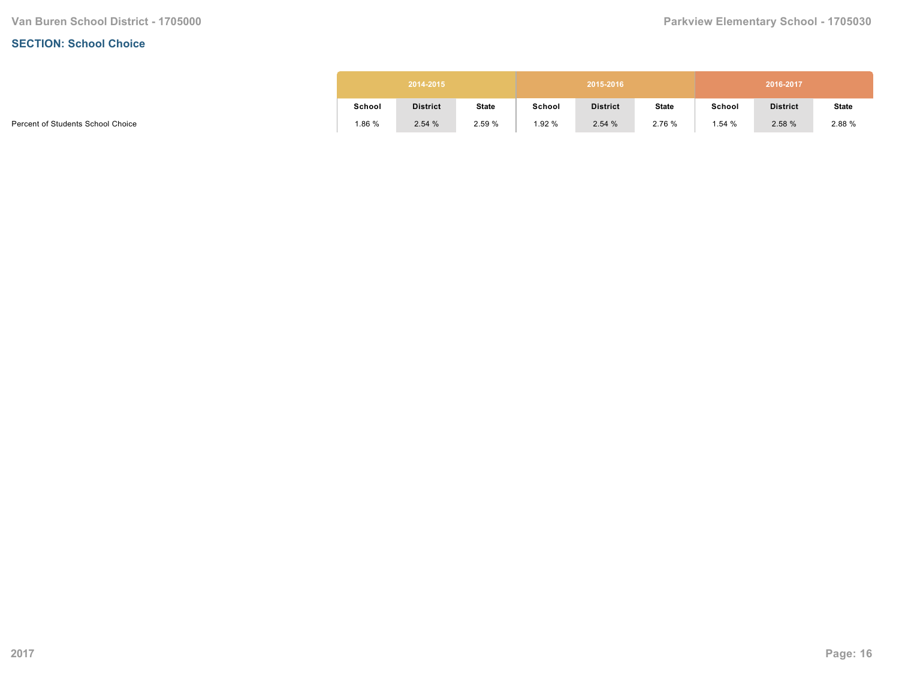## SECTION: School Choice

| | 2014-2015 | | | 2015-2016 | | | 2016-2017 | | |
|---|---|---|---|---|---|---|---|---|---|
| | School | District | State | School | District | State | School | District | State |
| Percent of Students School Choice | 1.86 % | 2.54 % | 2.59 % | 1.92 % | 2.54 % | 2.76 % | 1.54 % | 2.58 % | 2.88 % |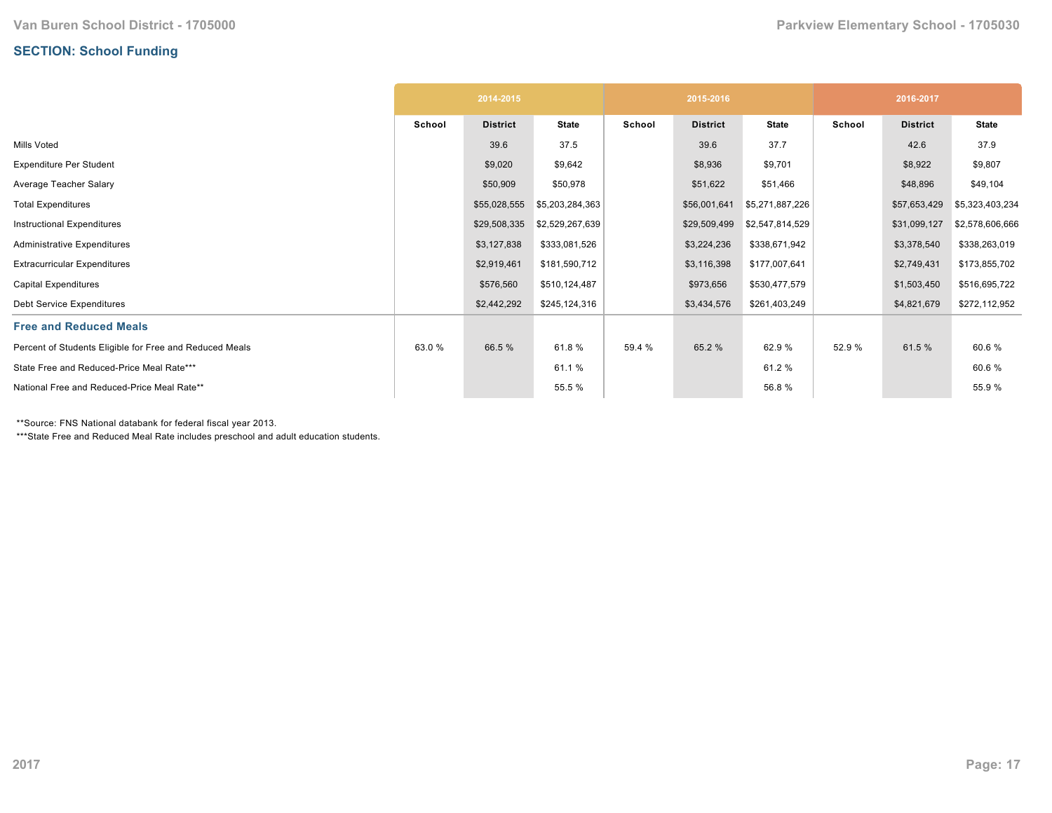## SECTION: School Funding

| | 2014-2015 | | | 2015-2016 | | | 2016-2017 | | |
|---|---|---|---|---|---|---|---|---|---|
| | School | District | State | School | District | State | School | District | State |
| Mills Voted | | 39.6 | 37.5 | | 39.6 | 37.7 | | 42.6 | 37.9 |
| Expenditure Per Student | | $9,020 | $9,642 | | $8,936 | $9,701 | | $8,922 | $9,807 |
| Average Teacher Salary | | $50,909 | $50,978 | | $51,622 | $51,466 | | $48,896 | $49,104 |
| Total Expenditures | | $55,028,555 | $5,203,284,363 | | $56,001,641 | $5,271,887,226 | | $57,653,429 | $5,323,403,234 |
| Instructional Expenditures | | $29,508,335 | $2,529,267,639 | | $29,509,499 | $2,547,814,529 | | $31,099,127 | $2,578,606,666 |
| Administrative Expenditures | | $3,127,838 | $333,081,526 | | $3,224,236 | $338,671,942 | | $3,378,540 | $338,263,019 |
| Extracurricular Expenditures | | $2,919,461 | $181,590,712 | | $3,116,398 | $177,007,641 | | $2,749,431 | $173,855,702 |
| Capital Expenditures | | $576,560 | $510,124,487 | | $973,656 | $530,477,579 | | $1,503,450 | $516,695,722 |
| Debt Service Expenditures | | $2,442,292 | $245,124,316 | | $3,434,576 | $261,403,249 | | $4,821,679 | $272,112,952 |
| **Free and Reduced Meals** | | | | | | | | | |
| Percent of Students Eligible for Free and Reduced Meals | 63.0 % | 66.5 % | 61.8 % | 59.4 % | 65.2 % | 62.9 % | 52.9 % | 61.5 % | 60.6 % |
| State Free and Reduced-Price Meal Rate*** | | | 61.1 % | | | 61.2 % | | | 60.6 % |
| National Free and Reduced-Price Meal Rate** | | | 55.5 % | | | 56.8 % | | | 55.9 % |

**Source: FNS National databank for federal fiscal year 2013.

***State Free and Reduced Meal Rate includes preschool and adult education students.